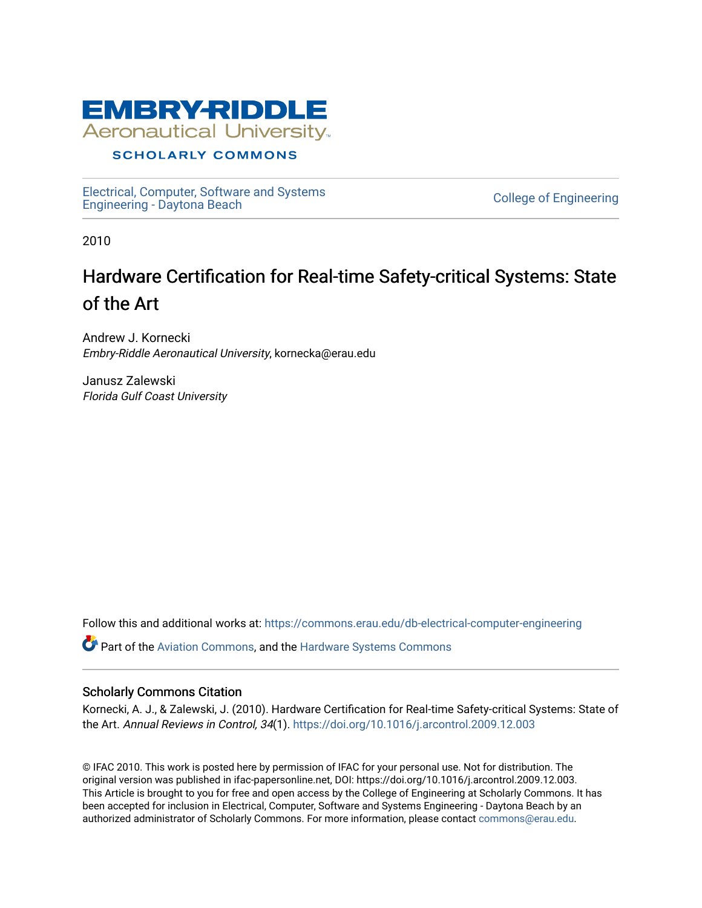Embry-Riddle Aeronautical University

SCHOLARLY COMMONS

Electrical, Computer, Software and Systems Engineering - Daytona Beach

College of Engineering

2010

# Hardware Certification for Real-time Safety-critical Systems: State of the Art

Andrew J. Kornecki
*Embry-Riddle Aeronautical University*, kornecka@erau.edu

Janusz Zalewski
*Florida Gulf Coast University*

Follow this and additional works at: https://commons.erau.edu/db-electrical-computer-engineering

Part of the Aviation Commons, and the Hardware Systems Commons

## Scholarly Commons Citation

Kornecki, A. J., & Zalewski, J. (2010). Hardware Certification for Real-time Safety-critical Systems: State of the Art. *Annual Reviews in Control, 34*(1). https://doi.org/10.1016/j.arcontrol.2009.12.003

© IFAC 2010. This work is posted here by permission of IFAC for your personal use. Not for distribution. The original version was published in ifac-papersonline.net, DOI: https://doi.org/10.1016/j.arcontrol.2009.12.003. This Article is brought to you for free and open access by the College of Engineering at Scholarly Commons. It has been accepted for inclusion in Electrical, Computer, Software and Systems Engineering - Daytona Beach by an authorized administrator of Scholarly Commons. For more information, please contact commons@erau.edu.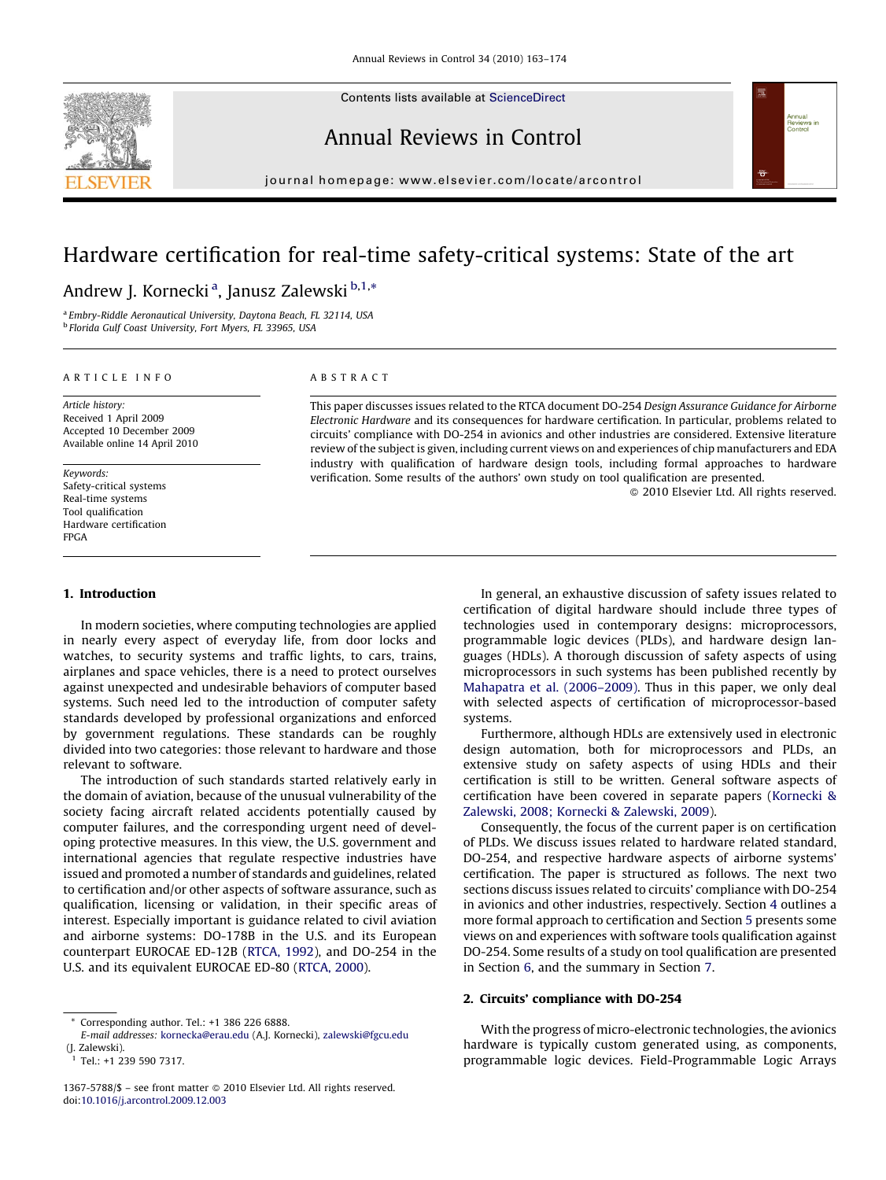# Hardware certification for real-time safety-critical systems: State of the art

Andrew J. Kornecki [a], Janusz Zalewski [b,1,*]

[a] Embry-Riddle Aeronautical University, Daytona Beach, FL 32114, USA
[b] Florida Gulf Coast University, Fort Myers, FL 33965, USA

**ARTICLE INFO**

*Article history:*
Received 1 April 2009
Accepted 10 December 2009
Available online 14 April 2010

*Keywords:*
Safety-critical systems
Real-time systems
Tool qualification
Hardware certification
FPGA

**ABSTRACT**

This paper discusses issues related to the RTCA document DO-254 *Design Assurance Guidance for Airborne Electronic Hardware* and its consequences for hardware certification. In particular, problems related to circuits' compliance with DO-254 in avionics and other industries are considered. Extensive literature review of the subject is given, including current views on and experiences of chip manufacturers and EDA industry with qualification of hardware design tools, including formal approaches to hardware verification. Some results of the authors' own study on tool qualification are presented.

© 2010 Elsevier Ltd. All rights reserved.

## 1. Introduction

In modern societies, where computing technologies are applied in nearly every aspect of everyday life, from door locks and watches, to security systems and traffic lights, to cars, trains, airplanes and space vehicles, there is a need to protect ourselves against unexpected and undesirable behaviors of computer based systems. Such need led to the introduction of computer safety standards developed by professional organizations and enforced by government regulations. These standards can be roughly divided into two categories: those relevant to hardware and those relevant to software.

The introduction of such standards started relatively early in the domain of aviation, because of the unusual vulnerability of the society facing aircraft related accidents potentially caused by computer failures, and the corresponding urgent need of developing protective measures. In this view, the U.S. government and international agencies that regulate respective industries have issued and promoted a number of standards and guidelines, related to certification and/or other aspects of software assurance, such as qualification, licensing or validation, in their specific areas of interest. Especially important is guidance related to civil aviation and airborne systems: DO-178B in the U.S. and its European counterpart EUROCAE ED-12B (RTCA, 1992), and DO-254 in the U.S. and its equivalent EUROCAE ED-80 (RTCA, 2000).

In general, an exhaustive discussion of safety issues related to certification of digital hardware should include three types of technologies used in contemporary designs: microprocessors, programmable logic devices (PLDs), and hardware design languages (HDLs). A thorough discussion of safety aspects of using microprocessors in such systems has been published recently by Mahapatra et al. (2006–2009). Thus in this paper, we only deal with selected aspects of certification of microprocessor-based systems.

Furthermore, although HDLs are extensively used in electronic design automation, both for microprocessors and PLDs, an extensive study on safety aspects of using HDLs and their certification is still to be written. General software aspects of certification have been covered in separate papers (Kornecki & Zalewski, 2008; Kornecki & Zalewski, 2009).

Consequently, the focus of the current paper is on certification of PLDs. We discuss issues related to hardware related standard, DO-254, and respective hardware aspects of airborne systems' certification. The paper is structured as follows. The next two sections discuss issues related to circuits' compliance with DO-254 in avionics and other industries, respectively. Section 4 outlines a more formal approach to certification and Section 5 presents some views on and experiences with software tools qualification against DO-254. Some results of a study on tool qualification are presented in Section 6, and the summary in Section 7.

## 2. Circuits' compliance with DO-254

With the progress of micro-electronic technologies, the avionics hardware is typically custom generated using, as components, programmable logic devices. Field-Programmable Logic Arrays

* Corresponding author. Tel.: +1 386 226 6888.
E-mail addresses: kornecka@erau.edu (A.J. Kornecki), zalewski@fgcu.edu (J. Zalewski).
[1] Tel.: +1 239 590 7317.

1367-5788/$ – see front matter © 2010 Elsevier Ltd. All rights reserved.
doi:10.1016/j.arcontrol.2009.12.003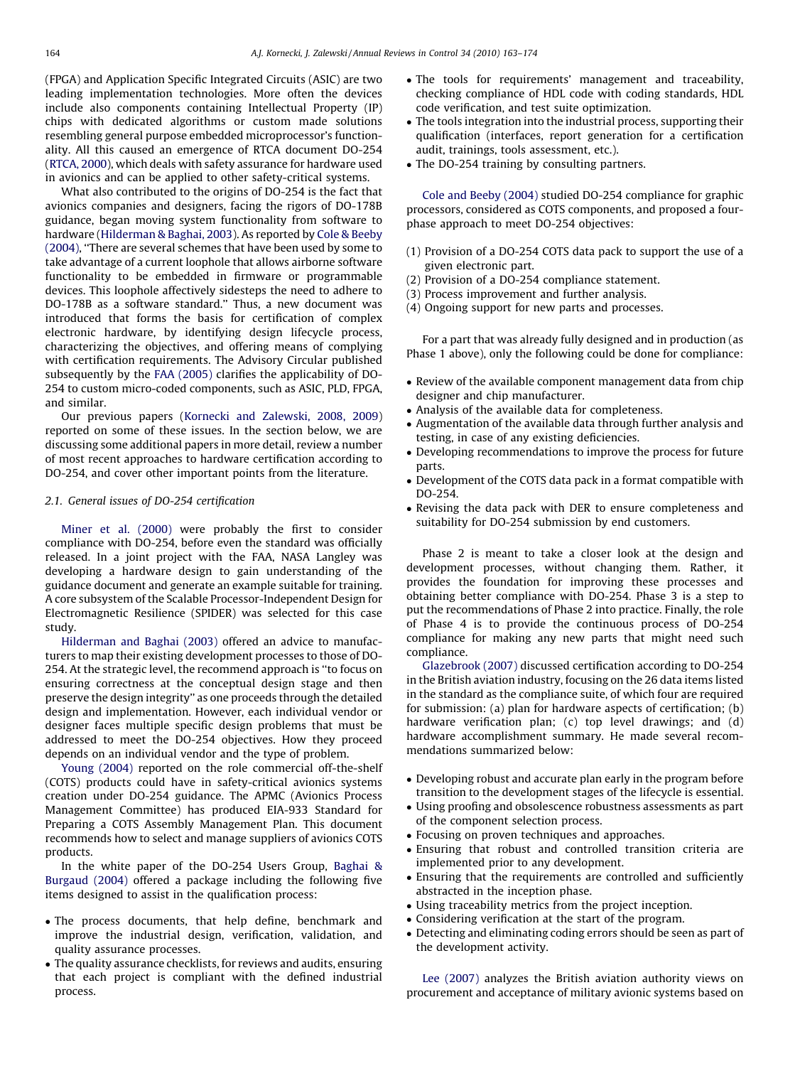(FPGA) and Application Specific Integrated Circuits (ASIC) are two leading implementation technologies. More often the devices include also components containing Intellectual Property (IP) chips with dedicated algorithms or custom made solutions resembling general purpose embedded microprocessor's functionality. All this caused an emergence of RTCA document DO-254 (RTCA, 2000), which deals with safety assurance for hardware used in avionics and can be applied to other safety-critical systems.

What also contributed to the origins of DO-254 is the fact that avionics companies and designers, facing the rigors of DO-178B guidance, began moving system functionality from software to hardware (Hilderman & Baghai, 2003). As reported by Cole & Beeby (2004), "There are several schemes that have been used by some to take advantage of a current loophole that allows airborne software functionality to be embedded in firmware or programmable devices. This loophole affectively sidesteps the need to adhere to DO-178B as a software standard." Thus, a new document was introduced that forms the basis for certification of complex electronic hardware, by identifying design lifecycle process, characterizing the objectives, and offering means of complying with certification requirements. The Advisory Circular published subsequently by the FAA (2005) clarifies the applicability of DO-254 to custom micro-coded components, such as ASIC, PLD, FPGA, and similar.

Our previous papers (Kornecki and Zalewski, 2008, 2009) reported on some of these issues. In the section below, we are discussing some additional papers in more detail, review a number of most recent approaches to hardware certification according to DO-254, and cover other important points from the literature.

### 2.1. General issues of DO-254 certification

Miner et al. (2000) were probably the first to consider compliance with DO-254, before even the standard was officially released. In a joint project with the FAA, NASA Langley was developing a hardware design to gain understanding of the guidance document and generate an example suitable for training. A core subsystem of the Scalable Processor-Independent Design for Electromagnetic Resilience (SPIDER) was selected for this case study.

Hilderman and Baghai (2003) offered an advice to manufacturers to map their existing development processes to those of DO-254. At the strategic level, the recommend approach is "to focus on ensuring correctness at the conceptual design stage and then preserve the design integrity" as one proceeds through the detailed design and implementation. However, each individual vendor or designer faces multiple specific design problems that must be addressed to meet the DO-254 objectives. How they proceed depends on an individual vendor and the type of problem.

Young (2004) reported on the role commercial off-the-shelf (COTS) products could have in safety-critical avionics systems creation under DO-254 guidance. The APMC (Avionics Process Management Committee) has produced EIA-933 Standard for Preparing a COTS Assembly Management Plan. This document recommends how to select and manage suppliers of avionics COTS products.

In the white paper of the DO-254 Users Group, Baghai & Burgaud (2004) offered a package including the following five items designed to assist in the qualification process:

- The process documents, that help define, benchmark and improve the industrial design, verification, validation, and quality assurance processes.
- The quality assurance checklists, for reviews and audits, ensuring that each project is compliant with the defined industrial process.
- The tools for requirements' management and traceability, checking compliance of HDL code with coding standards, HDL code verification, and test suite optimization.
- The tools integration into the industrial process, supporting their qualification (interfaces, report generation for a certification audit, trainings, tools assessment, etc.).
- The DO-254 training by consulting partners.

Cole and Beeby (2004) studied DO-254 compliance for graphic processors, considered as COTS components, and proposed a four-phase approach to meet DO-254 objectives:

(1) Provision of a DO-254 COTS data pack to support the use of a given electronic part.
(2) Provision of a DO-254 compliance statement.
(3) Process improvement and further analysis.
(4) Ongoing support for new parts and processes.

For a part that was already fully designed and in production (as Phase 1 above), only the following could be done for compliance:

- Review of the available component management data from chip designer and chip manufacturer.
- Analysis of the available data for completeness.
- Augmentation of the available data through further analysis and testing, in case of any existing deficiencies.
- Developing recommendations to improve the process for future parts.
- Development of the COTS data pack in a format compatible with DO-254.
- Revising the data pack with DER to ensure completeness and suitability for DO-254 submission by end customers.

Phase 2 is meant to take a closer look at the design and development processes, without changing them. Rather, it provides the foundation for improving these processes and obtaining better compliance with DO-254. Phase 3 is a step to put the recommendations of Phase 2 into practice. Finally, the role of Phase 4 is to provide the continuous process of DO-254 compliance for making any new parts that might need such compliance.

Glazebrook (2007) discussed certification according to DO-254 in the British aviation industry, focusing on the 26 data items listed in the standard as the compliance suite, of which four are required for submission: (a) plan for hardware aspects of certification; (b) hardware verification plan; (c) top level drawings; and (d) hardware accomplishment summary. He made several recommendations summarized below:

- Developing robust and accurate plan early in the program before transition to the development stages of the lifecycle is essential.
- Using proofing and obsolescence robustness assessments as part of the component selection process.
- Focusing on proven techniques and approaches.
- Ensuring that robust and controlled transition criteria are implemented prior to any development.
- Ensuring that the requirements are controlled and sufficiently abstracted in the inception phase.
- Using traceability metrics from the project inception.
- Considering verification at the start of the program.
- Detecting and eliminating coding errors should be seen as part of the development activity.

Lee (2007) analyzes the British aviation authority views on procurement and acceptance of military avionic systems based on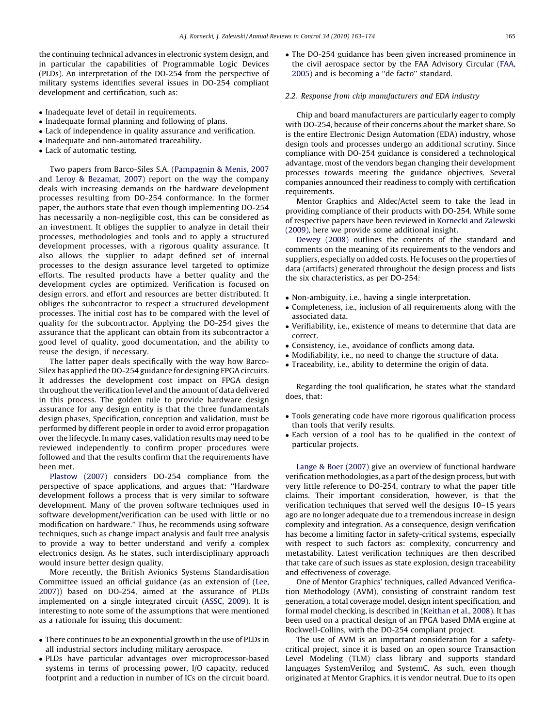the continuing technical advances in electronic system design, and in particular the capabilities of Programmable Logic Devices (PLDs). An interpretation of the DO-254 from the perspective of military systems identifies several issues in DO-254 compliant development and certification, such as:

- Inadequate level of detail in requirements.
- Inadequate formal planning and following of plans.
- Lack of independence in quality assurance and verification.
- Inadequate and non-automated traceability.
- Lack of automatic testing.

Two papers from Barco-Siles S.A. (Pampagnin & Menis, 2007 and Leroy & Bezamat, 2007) report on the way the company deals with increasing demands on the hardware development processes resulting from DO-254 conformance. In the former paper, the authors state that even though implementing DO-254 has necessarily a non-negligible cost, this can be considered as an investment. It obliges the supplier to analyze in detail their processes, methodologies and tools and to apply a structured development processes, with a rigorous quality assurance. It also allows the supplier to adapt defined set of internal processes to the design assurance level targeted to optimize efforts. The resulted products have a better quality and the development cycles are optimized. Verification is focused on design errors, and effort and resources are better distributed. It obliges the subcontractor to respect a structured development processes. The initial cost has to be compared with the level of quality for the subcontractor. Applying the DO-254 gives the assurance that the applicant can obtain from its subcontractor a good level of quality, good documentation, and the ability to reuse the design, if necessary.

The latter paper deals specifically with the way how Barco-Silex has applied the DO-254 guidance for designing FPGA circuits. It addresses the development cost impact on FPGA design throughout the verification level and the amount of data delivered in this process. The golden rule to provide hardware design assurance for any design entity is that the three fundamentals design phases, Specification, conception and validation, must be performed by different people in order to avoid error propagation over the lifecycle. In many cases, validation results may need to be reviewed independently to confirm proper procedures were followed and that the results confirm that the requirements have been met.

Plastow (2007) considers DO-254 compliance from the perspective of space applications, and argues that: "Hardware development follows a process that is very similar to software development. Many of the proven software techniques used in software development/verification can be used with little or no modification on hardware." Thus, he recommends using software techniques, such as change impact analysis and fault tree analysis to provide a way to better understand and verify a complex electronics design. As he states, such interdisciplinary approach would insure better design quality.

More recently, the British Avionics Systems Standardisation Committee issued an official guidance (as an extension of (Lee, 2007)) based on DO-254, aimed at the assurance of PLDs implemented on a single integrated circuit (ASSC, 2009). It is interesting to note some of the assumptions that were mentioned as a rationale for issuing this document:

- There continues to be an exponential growth in the use of PLDs in all industrial sectors including military aerospace.
- PLDs have particular advantages over microprocessor-based systems in terms of processing power, I/O capacity, reduced footprint and a reduction in number of ICs on the circuit board.
- The DO-254 guidance has been given increased prominence in the civil aerospace sector by the FAA Advisory Circular (FAA, 2005) and is becoming a "de facto" standard.

### 2.2. Response from chip manufacturers and EDA industry

Chip and board manufacturers are particularly eager to comply with DO-254, because of their concerns about the market share. So is the entire Electronic Design Automation (EDA) industry, whose design tools and processes undergo an additional scrutiny. Since compliance with DO-254 guidance is considered a technological advantage, most of the vendors began changing their development processes towards meeting the guidance objectives. Several companies announced their readiness to comply with certification requirements.

Mentor Graphics and Aldec/Actel seem to take the lead in providing compliance of their products with DO-254. While some of respective papers have been reviewed in Kornecki and Zalewski (2009), here we provide some additional insight.

Dewey (2008) outlines the contents of the standard and comments on the meaning of its requirements to the vendors and suppliers, especially on added costs. He focuses on the properties of data (artifacts) generated throughout the design process and lists the six characteristics, as per DO-254:

- Non-ambiguity, i.e., having a single interpretation.
- Completeness, i.e., inclusion of all requirements along with the associated data.
- Verifiability, i.e., existence of means to determine that data are correct.
- Consistency, i.e., avoidance of conflicts among data.
- Modifiability, i.e., no need to change the structure of data.
- Traceability, i.e., ability to determine the origin of data.

Regarding the tool qualification, he states what the standard does, that:

- Tools generating code have more rigorous qualification process than tools that verify results.
- Each version of a tool has to be qualified in the context of particular projects.

Lange & Boer (2007) give an overview of functional hardware verification methodologies, as a part of the design process, but with very little reference to DO-254, contrary to what the paper title claims. Their important consideration, however, is that the verification techniques that served well the designs 10–15 years ago are no longer adequate due to a tremendous increase in design complexity and integration. As a consequence, design verification has become a limiting factor in safety-critical systems, especially with respect to such factors as: complexity, concurrency and metastability. Latest verification techniques are then described that take care of such issues as state explosion, design traceability and effectiveness of coverage.

One of Mentor Graphics' techniques, called Advanced Verification Methodology (AVM), consisting of constraint random test generation, a total coverage model, design intent specification, and formal model checking, is described in (Keithan et al., 2008). It has been used on a practical design of an FPGA based DMA engine at Rockwell-Collins, with the DO-254 compliant project.

The use of AVM is an important consideration for a safety-critical project, since it is based on an open source Transaction Level Modeling (TLM) class library and supports standard languages SystemVerilog and SystemC. As such, even though originated at Mentor Graphics, it is vendor neutral. Due to its open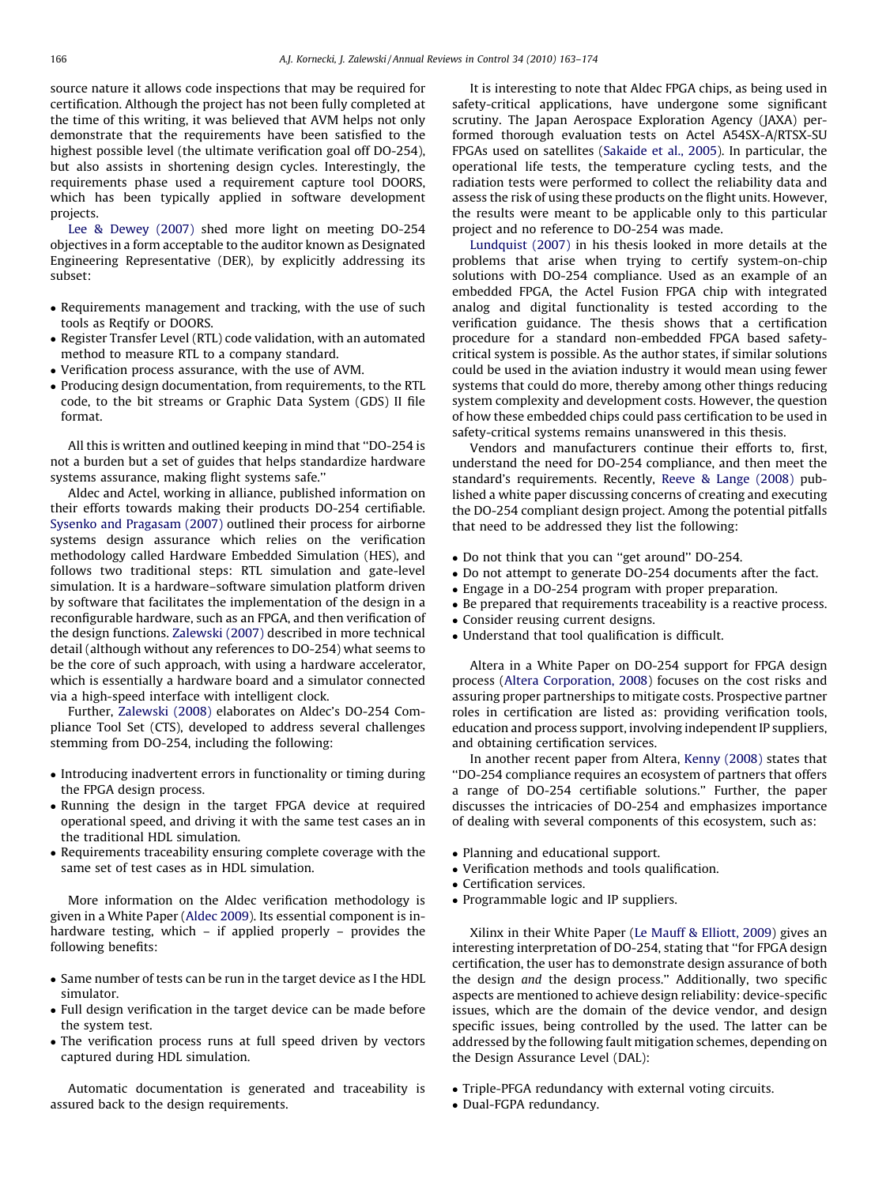source nature it allows code inspections that may be required for certification. Although the project has not been fully completed at the time of this writing, it was believed that AVM helps not only demonstrate that the requirements have been satisfied to the highest possible level (the ultimate verification goal off DO-254), but also assists in shortening design cycles. Interestingly, the requirements phase used a requirement capture tool DOORS, which has been typically applied in software development projects.

Lee & Dewey (2007) shed more light on meeting DO-254 objectives in a form acceptable to the auditor known as Designated Engineering Representative (DER), by explicitly addressing its subset:

- Requirements management and tracking, with the use of such tools as Reqtify or DOORS.
- Register Transfer Level (RTL) code validation, with an automated method to measure RTL to a company standard.
- Verification process assurance, with the use of AVM.
- Producing design documentation, from requirements, to the RTL code, to the bit streams or Graphic Data System (GDS) II file format.

All this is written and outlined keeping in mind that ''DO-254 is not a burden but a set of guides that helps standardize hardware systems assurance, making flight systems safe.''

Aldec and Actel, working in alliance, published information on their efforts towards making their products DO-254 certifiable. Sysenko and Pragasam (2007) outlined their process for airborne systems design assurance which relies on the verification methodology called Hardware Embedded Simulation (HES), and follows two traditional steps: RTL simulation and gate-level simulation. It is a hardware–software simulation platform driven by software that facilitates the implementation of the design in a reconfigurable hardware, such as an FPGA, and then verification of the design functions. Zalewski (2007) described in more technical detail (although without any references to DO-254) what seems to be the core of such approach, with using a hardware accelerator, which is essentially a hardware board and a simulator connected via a high-speed interface with intelligent clock.

Further, Zalewski (2008) elaborates on Aldec's DO-254 Compliance Tool Set (CTS), developed to address several challenges stemming from DO-254, including the following:

- Introducing inadvertent errors in functionality or timing during the FPGA design process.
- Running the design in the target FPGA device at required operational speed, and driving it with the same test cases an in the traditional HDL simulation.
- Requirements traceability ensuring complete coverage with the same set of test cases as in HDL simulation.

More information on the Aldec verification methodology is given in a White Paper (Aldec 2009). Its essential component is in-hardware testing, which – if applied properly – provides the following benefits:

- Same number of tests can be run in the target device as I the HDL simulator.
- Full design verification in the target device can be made before the system test.
- The verification process runs at full speed driven by vectors captured during HDL simulation.

Automatic documentation is generated and traceability is assured back to the design requirements.

It is interesting to note that Aldec FPGA chips, as being used in safety-critical applications, have undergone some significant scrutiny. The Japan Aerospace Exploration Agency (JAXA) performed thorough evaluation tests on Actel A54SX-A/RTSX-SU FPGAs used on satellites (Sakaide et al., 2005). In particular, the operational life tests, the temperature cycling tests, and the radiation tests were performed to collect the reliability data and assess the risk of using these products on the flight units. However, the results were meant to be applicable only to this particular project and no reference to DO-254 was made.

Lundquist (2007) in his thesis looked in more details at the problems that arise when trying to certify system-on-chip solutions with DO-254 compliance. Used as an example of an embedded FPGA, the Actel Fusion FPGA chip with integrated analog and digital functionality is tested according to the verification guidance. The thesis shows that a certification procedure for a standard non-embedded FPGA based safety-critical system is possible. As the author states, if similar solutions could be used in the aviation industry it would mean using fewer systems that could do more, thereby among other things reducing system complexity and development costs. However, the question of how these embedded chips could pass certification to be used in safety-critical systems remains unanswered in this thesis.

Vendors and manufacturers continue their efforts to, first, understand the need for DO-254 compliance, and then meet the standard's requirements. Recently, Reeve & Lange (2008) published a white paper discussing concerns of creating and executing the DO-254 compliant design project. Among the potential pitfalls that need to be addressed they list the following:

- Do not think that you can ''get around'' DO-254.
- Do not attempt to generate DO-254 documents after the fact.
- Engage in a DO-254 program with proper preparation.
- Be prepared that requirements traceability is a reactive process.
- Consider reusing current designs.
- Understand that tool qualification is difficult.

Altera in a White Paper on DO-254 support for FPGA design process (Altera Corporation, 2008) focuses on the cost risks and assuring proper partnerships to mitigate costs. Prospective partner roles in certification are listed as: providing verification tools, education and process support, involving independent IP suppliers, and obtaining certification services.

In another recent paper from Altera, Kenny (2008) states that ''DO-254 compliance requires an ecosystem of partners that offers a range of DO-254 certifiable solutions.'' Further, the paper discusses the intricacies of DO-254 and emphasizes importance of dealing with several components of this ecosystem, such as:

- Planning and educational support.
- Verification methods and tools qualification.
- Certification services.
- Programmable logic and IP suppliers.

Xilinx in their White Paper (Le Mauff & Elliott, 2009) gives an interesting interpretation of DO-254, stating that ''for FPGA design certification, the user has to demonstrate design assurance of both the design *and* the design process.'' Additionally, two specific aspects are mentioned to achieve design reliability: device-specific issues, which are the domain of the device vendor, and design specific issues, being controlled by the used. The latter can be addressed by the following fault mitigation schemes, depending on the Design Assurance Level (DAL):

- Triple-PFGA redundancy with external voting circuits.
- Dual-FGPA redundancy.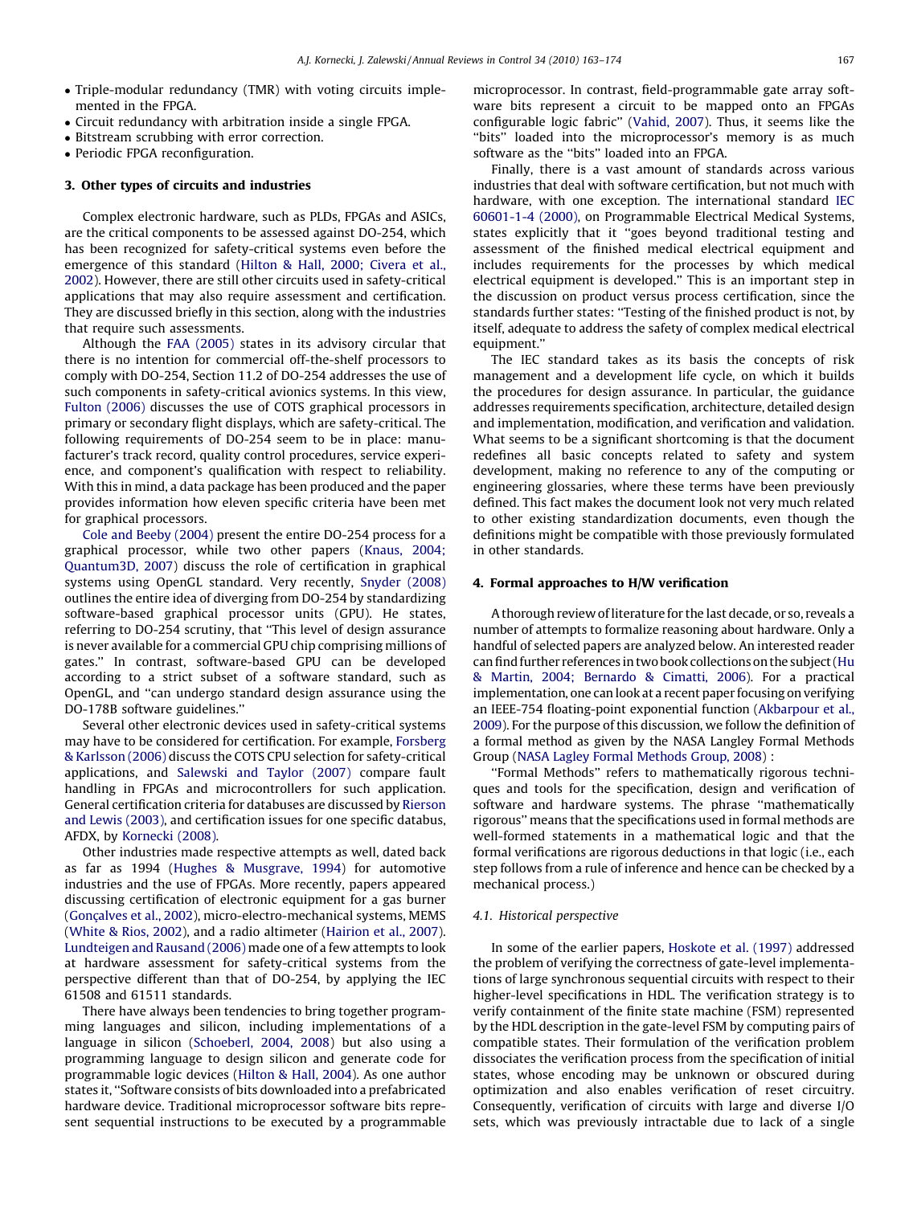- Triple-modular redundancy (TMR) with voting circuits implemented in the FPGA.
- Circuit redundancy with arbitration inside a single FPGA.
- Bitstream scrubbing with error correction.
- Periodic FPGA reconfiguration.

## 3. Other types of circuits and industries

Complex electronic hardware, such as PLDs, FPGAs and ASICs, are the critical components to be assessed against DO-254, which has been recognized for safety-critical systems even before the emergence of this standard (Hilton & Hall, 2000; Civera et al., 2002). However, there are still other circuits used in safety-critical applications that may also require assessment and certification. They are discussed briefly in this section, along with the industries that require such assessments.

Although the FAA (2005) states in its advisory circular that there is no intention for commercial off-the-shelf processors to comply with DO-254, Section 11.2 of DO-254 addresses the use of such components in safety-critical avionics systems. In this view, Fulton (2006) discusses the use of COTS graphical processors in primary or secondary flight displays, which are safety-critical. The following requirements of DO-254 seem to be in place: manufacturer's track record, quality control procedures, service experience, and component's qualification with respect to reliability. With this in mind, a data package has been produced and the paper provides information how eleven specific criteria have been met for graphical processors.

Cole and Beeby (2004) present the entire DO-254 process for a graphical processor, while two other papers (Knaus, 2004; Quantum3D, 2007) discuss the role of certification in graphical systems using OpenGL standard. Very recently, Snyder (2008) outlines the entire idea of diverging from DO-254 by standardizing software-based graphical processor units (GPU). He states, referring to DO-254 scrutiny, that "This level of design assurance is never available for a commercial GPU chip comprising millions of gates." In contrast, software-based GPU can be developed according to a strict subset of a software standard, such as OpenGL, and "can undergo standard design assurance using the DO-178B software guidelines."

Several other electronic devices used in safety-critical systems may have to be considered for certification. For example, Forsberg & Karlsson (2006) discuss the COTS CPU selection for safety-critical applications, and Salewski and Taylor (2007) compare fault handling in FPGAs and microcontrollers for such application. General certification criteria for databuses are discussed by Rierson and Lewis (2003), and certification issues for one specific databus, AFDX, by Kornecki (2008).

Other industries made respective attempts as well, dated back as far as 1994 (Hughes & Musgrave, 1994) for automotive industries and the use of FPGAs. More recently, papers appeared discussing certification of electronic equipment for a gas burner (Gonçalves et al., 2002), micro-electro-mechanical systems, MEMS (White & Rios, 2002), and a radio altimeter (Hairion et al., 2007). Lundteigen and Rausand (2006) made one of a few attempts to look at hardware assessment for safety-critical systems from the perspective different than that of DO-254, by applying the IEC 61508 and 61511 standards.

There have always been tendencies to bring together programming languages and silicon, including implementations of a language in silicon (Schoeberl, 2004, 2008) but also using a programming language to design silicon and generate code for programmable logic devices (Hilton & Hall, 2004). As one author states it, "Software consists of bits downloaded into a prefabricated hardware device. Traditional microprocessor software bits represent sequential instructions to be executed by a programmable microprocessor. In contrast, field-programmable gate array software bits represent a circuit to be mapped onto an FPGAs configurable logic fabric" (Vahid, 2007). Thus, it seems like the "bits" loaded into the microprocessor's memory is as much software as the "bits" loaded into an FPGA.

Finally, there is a vast amount of standards across various industries that deal with software certification, but not much with hardware, with one exception. The international standard IEC 60601-1-4 (2000), on Programmable Electrical Medical Systems, states explicitly that it "goes beyond traditional testing and assessment of the finished medical electrical equipment and includes requirements for the processes by which medical electrical equipment is developed." This is an important step in the discussion on product versus process certification, since the standards further states: "Testing of the finished product is not, by itself, adequate to address the safety of complex medical electrical equipment."

The IEC standard takes as its basis the concepts of risk management and a development life cycle, on which it builds the procedures for design assurance. In particular, the guidance addresses requirements specification, architecture, detailed design and implementation, modification, and verification and validation. What seems to be a significant shortcoming is that the document redefines all basic concepts related to safety and system development, making no reference to any of the computing or engineering glossaries, where these terms have been previously defined. This fact makes the document look not very much related to other existing standardization documents, even though the definitions might be compatible with those previously formulated in other standards.

## 4. Formal approaches to H/W verification

A thorough review of literature for the last decade, or so, reveals a number of attempts to formalize reasoning about hardware. Only a handful of selected papers are analyzed below. An interested reader can find further references in two book collections on the subject (Hu & Martin, 2004; Bernardo & Cimatti, 2006). For a practical implementation, one can look at a recent paper focusing on verifying an IEEE-754 floating-point exponential function (Akbarpour et al., 2009). For the purpose of this discussion, we follow the definition of a formal method as given by the NASA Langley Formal Methods Group (NASA Lagley Formal Methods Group, 2008) :

"Formal Methods" refers to mathematically rigorous techniques and tools for the specification, design and verification of software and hardware systems. The phrase "mathematically rigorous" means that the specifications used in formal methods are well-formed statements in a mathematical logic and that the formal verifications are rigorous deductions in that logic (i.e., each step follows from a rule of inference and hence can be checked by a mechanical process.)

### 4.1. Historical perspective

In some of the earlier papers, Hoskote et al. (1997) addressed the problem of verifying the correctness of gate-level implementations of large synchronous sequential circuits with respect to their higher-level specifications in HDL. The verification strategy is to verify containment of the finite state machine (FSM) represented by the HDL description in the gate-level FSM by computing pairs of compatible states. Their formulation of the verification problem dissociates the verification process from the specification of initial states, whose encoding may be unknown or obscured during optimization and also enables verification of reset circuitry. Consequently, verification of circuits with large and diverse I/O sets, which was previously intractable due to lack of a single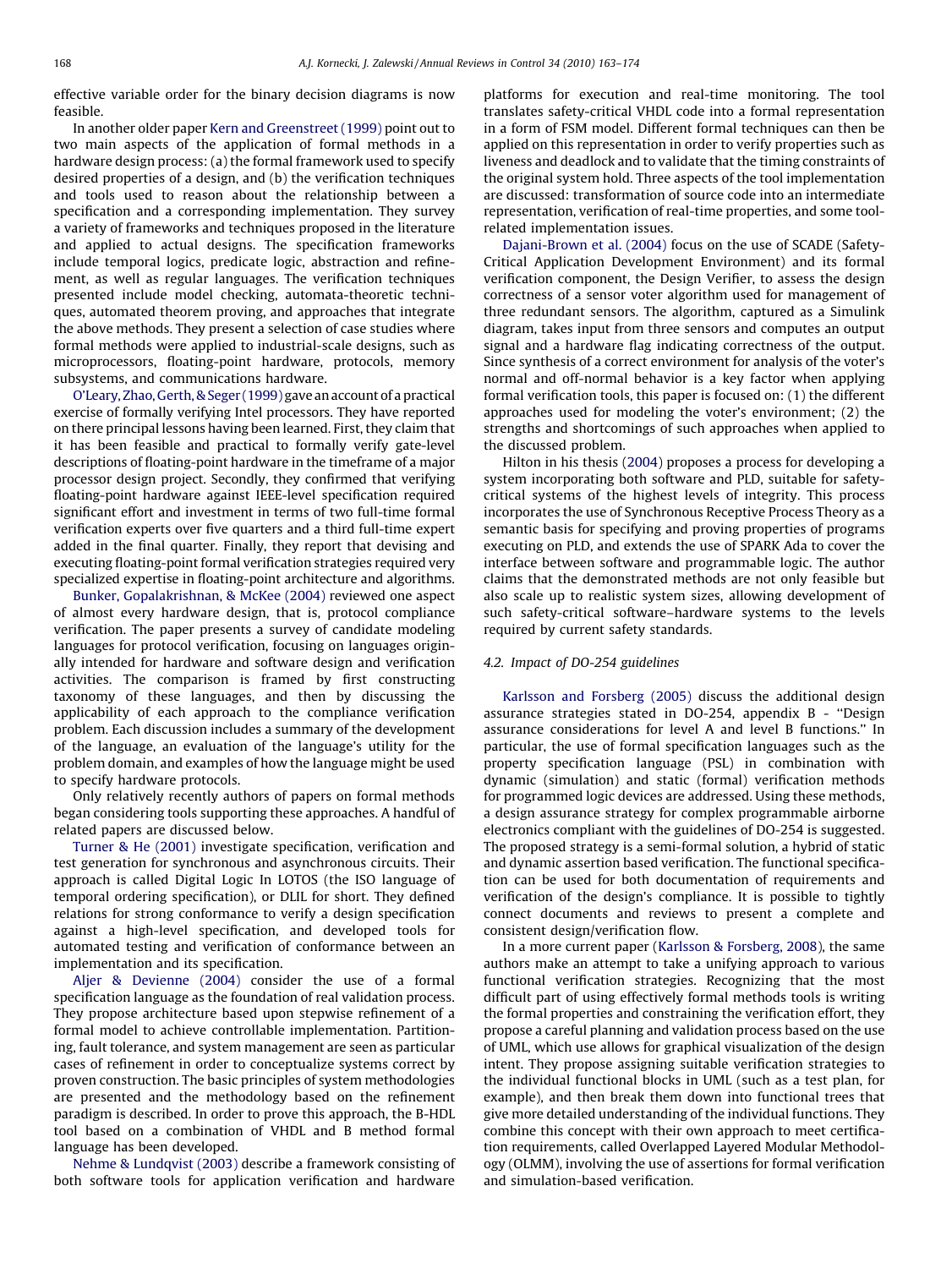effective variable order for the binary decision diagrams is now feasible.

In another older paper Kern and Greenstreet (1999) point out to two main aspects of the application of formal methods in a hardware design process: (a) the formal framework used to specify desired properties of a design, and (b) the verification techniques and tools used to reason about the relationship between a specification and a corresponding implementation. They survey a variety of frameworks and techniques proposed in the literature and applied to actual designs. The specification frameworks include temporal logics, predicate logic, abstraction and refinement, as well as regular languages. The verification techniques presented include model checking, automata-theoretic techniques, automated theorem proving, and approaches that integrate the above methods. They present a selection of case studies where formal methods were applied to industrial-scale designs, such as microprocessors, floating-point hardware, protocols, memory subsystems, and communications hardware.

O'Leary, Zhao, Gerth, & Seger (1999) gave an account of a practical exercise of formally verifying Intel processors. They have reported on there principal lessons having been learned. First, they claim that it has been feasible and practical to formally verify gate-level descriptions of floating-point hardware in the timeframe of a major processor design project. Secondly, they confirmed that verifying floating-point hardware against IEEE-level specification required significant effort and investment in terms of two full-time formal verification experts over five quarters and a third full-time expert added in the final quarter. Finally, they report that devising and executing floating-point formal verification strategies required very specialized expertise in floating-point architecture and algorithms.

Bunker, Gopalakrishnan, & McKee (2004) reviewed one aspect of almost every hardware design, that is, protocol compliance verification. The paper presents a survey of candidate modeling languages for protocol verification, focusing on languages originally intended for hardware and software design and verification activities. The comparison is framed by first constructing taxonomy of these languages, and then by discussing the applicability of each approach to the compliance verification problem. Each discussion includes a summary of the development of the language, an evaluation of the language's utility for the problem domain, and examples of how the language might be used to specify hardware protocols.

Only relatively recently authors of papers on formal methods began considering tools supporting these approaches. A handful of related papers are discussed below.

Turner & He (2001) investigate specification, verification and test generation for synchronous and asynchronous circuits. Their approach is called Digital Logic In LOTOS (the ISO language of temporal ordering specification), or DLIL for short. They defined relations for strong conformance to verify a design specification against a high-level specification, and developed tools for automated testing and verification of conformance between an implementation and its specification.

Aljer & Devienne (2004) consider the use of a formal specification language as the foundation of real validation process. They propose architecture based upon stepwise refinement of a formal model to achieve controllable implementation. Partitioning, fault tolerance, and system management are seen as particular cases of refinement in order to conceptualize systems correct by proven construction. The basic principles of system methodologies are presented and the methodology based on the refinement paradigm is described. In order to prove this approach, the B-HDL tool based on a combination of VHDL and B method formal language has been developed.

Nehme & Lundqvist (2003) describe a framework consisting of both software tools for application verification and hardware platforms for execution and real-time monitoring. The tool translates safety-critical VHDL code into a formal representation in a form of FSM model. Different formal techniques can then be applied on this representation in order to verify properties such as liveness and deadlock and to validate that the timing constraints of the original system hold. Three aspects of the tool implementation are discussed: transformation of source code into an intermediate representation, verification of real-time properties, and some tool-related implementation issues.

Dajani-Brown et al. (2004) focus on the use of SCADE (Safety-Critical Application Development Environment) and its formal verification component, the Design Verifier, to assess the design correctness of a sensor voter algorithm used for management of three redundant sensors. The algorithm, captured as a Simulink diagram, takes input from three sensors and computes an output signal and a hardware flag indicating correctness of the output. Since synthesis of a correct environment for analysis of the voter's normal and off-normal behavior is a key factor when applying formal verification tools, this paper is focused on: (1) the different approaches used for modeling the voter's environment; (2) the strengths and shortcomings of such approaches when applied to the discussed problem.

Hilton in his thesis (2004) proposes a process for developing a system incorporating both software and PLD, suitable for safety-critical systems of the highest levels of integrity. This process incorporates the use of Synchronous Receptive Process Theory as a semantic basis for specifying and proving properties of programs executing on PLD, and extends the use of SPARK Ada to cover the interface between software and programmable logic. The author claims that the demonstrated methods are not only feasible but also scale up to realistic system sizes, allowing development of such safety-critical software–hardware systems to the levels required by current safety standards.

### 4.2. Impact of DO-254 guidelines

Karlsson and Forsberg (2005) discuss the additional design assurance strategies stated in DO-254, appendix B - "Design assurance considerations for level A and level B functions." In particular, the use of formal specification languages such as the property specification language (PSL) in combination with dynamic (simulation) and static (formal) verification methods for programmed logic devices are addressed. Using these methods, a design assurance strategy for complex programmable airborne electronics compliant with the guidelines of DO-254 is suggested. The proposed strategy is a semi-formal solution, a hybrid of static and dynamic assertion based verification. The functional specification can be used for both documentation of requirements and verification of the design's compliance. It is possible to tightly connect documents and reviews to present a complete and consistent design/verification flow.

In a more current paper (Karlsson & Forsberg, 2008), the same authors make an attempt to take a unifying approach to various functional verification strategies. Recognizing that the most difficult part of using effectively formal methods tools is writing the formal properties and constraining the verification effort, they propose a careful planning and validation process based on the use of UML, which use allows for graphical visualization of the design intent. They propose assigning suitable verification strategies to the individual functional blocks in UML (such as a test plan, for example), and then break them down into functional trees that give more detailed understanding of the individual functions. They combine this concept with their own approach to meet certification requirements, called Overlapped Layered Modular Methodology (OLMM), involving the use of assertions for formal verification and simulation-based verification.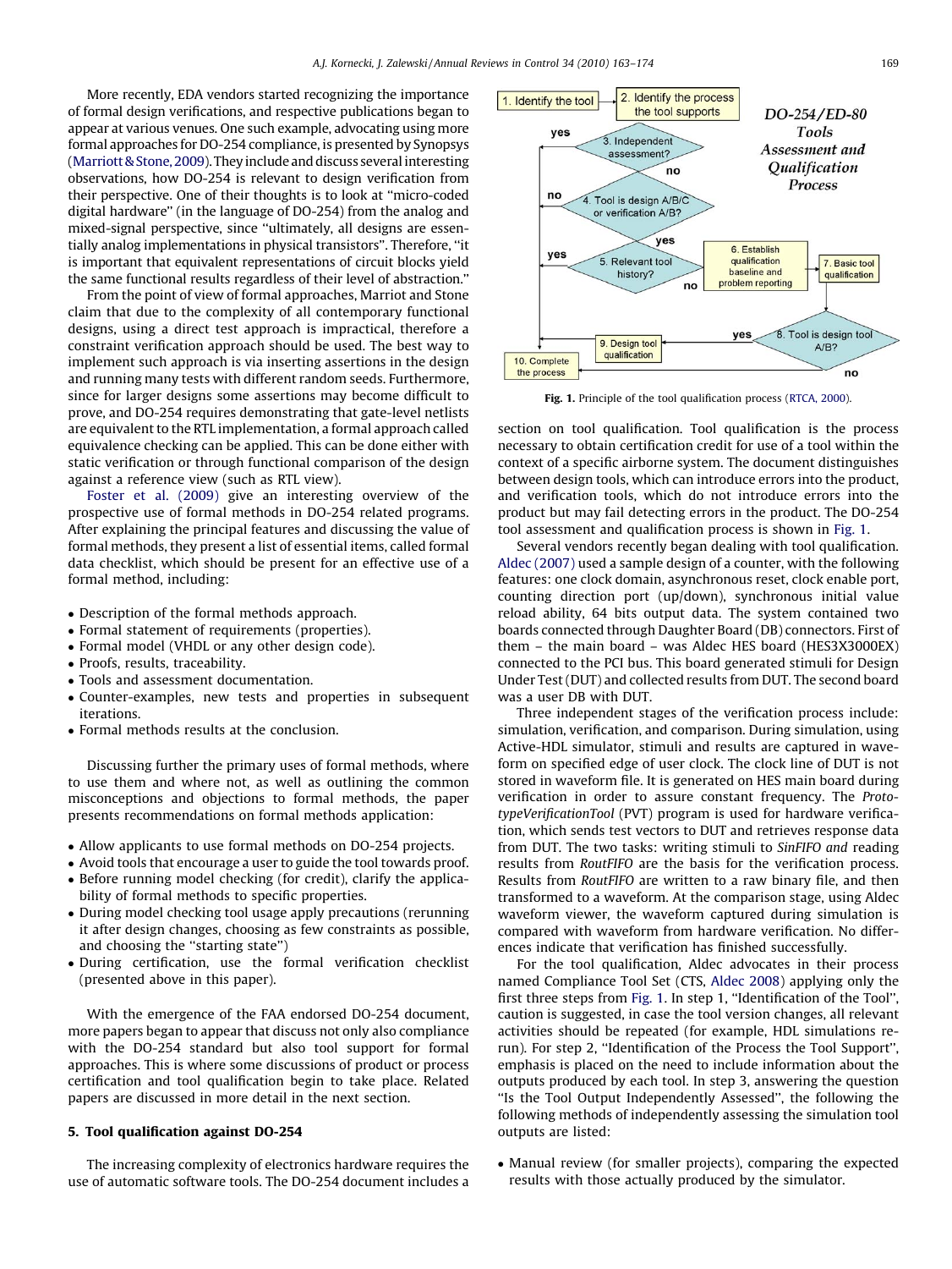More recently, EDA vendors started recognizing the importance of formal design verifications, and respective publications began to appear at various venues. One such example, advocating using more formal approaches for DO-254 compliance, is presented by Synopsys (Marriott & Stone, 2009). They include and discuss several interesting observations, how DO-254 is relevant to design verification from their perspective. One of their thoughts is to look at "micro-coded digital hardware" (in the language of DO-254) from the analog and mixed-signal perspective, since "ultimately, all designs are essentially analog implementations in physical transistors". Therefore, "it is important that equivalent representations of circuit blocks yield the same functional results regardless of their level of abstraction."

From the point of view of formal approaches, Marriot and Stone claim that due to the complexity of all contemporary functional designs, using a direct test approach is impractical, therefore a constraint verification approach should be used. The best way to implement such approach is via inserting assertions in the design and running many tests with different random seeds. Furthermore, since for larger designs some assertions may become difficult to prove, and DO-254 requires demonstrating that gate-level netlists are equivalent to the RTL implementation, a formal approach called equivalence checking can be applied. This can be done either with static verification or through functional comparison of the design against a reference view (such as RTL view).

Foster et al. (2009) give an interesting overview of the prospective use of formal methods in DO-254 related programs. After explaining the principal features and discussing the value of formal methods, they present a list of essential items, called formal data checklist, which should be present for an effective use of a formal method, including:

- Description of the formal methods approach.
- Formal statement of requirements (properties).
- Formal model (VHDL or any other design code).
- Proofs, results, traceability.
- Tools and assessment documentation.
- Counter-examples, new tests and properties in subsequent iterations.
- Formal methods results at the conclusion.

Discussing further the primary uses of formal methods, where to use them and where not, as well as outlining the common misconceptions and objections to formal methods, the paper presents recommendations on formal methods application:

- Allow applicants to use formal methods on DO-254 projects.
- Avoid tools that encourage a user to guide the tool towards proof.
- Before running model checking (for credit), clarify the applicability of formal methods to specific properties.
- During model checking tool usage apply precautions (rerunning it after design changes, choosing as few constraints as possible, and choosing the "starting state")
- During certification, use the formal verification checklist (presented above in this paper).

With the emergence of the FAA endorsed DO-254 document, more papers began to appear that discuss not only also compliance with the DO-254 standard but also tool support for formal approaches. This is where some discussions of product or process certification and tool qualification begin to take place. Related papers are discussed in more detail in the next section.

## 5. Tool qualification against DO-254

The increasing complexity of electronics hardware requires the use of automatic software tools. The DO-254 document includes a section on tool qualification. Tool qualification is the process necessary to obtain certification credit for use of a tool within the context of a specific airborne system. The document distinguishes between design tools, which can introduce errors into the product, and verification tools, which do not introduce errors into the product but may fail detecting errors in the product. The DO-254 tool assessment and qualification process is shown in Fig. 1.

**Fig. 1.** Principle of the tool qualification process (RTCA, 2000).

Several vendors recently began dealing with tool qualification. Aldec (2007) used a sample design of a counter, with the following features: one clock domain, asynchronous reset, clock enable port, counting direction port (up/down), synchronous initial value reload ability, 64 bits output data. The system contained two boards connected through Daughter Board (DB) connectors. First of them – the main board – was Aldec HES board (HES3X3000EX) connected to the PCI bus. This board generated stimuli for Design Under Test (DUT) and collected results from DUT. The second board was a user DB with DUT.

Three independent stages of the verification process include: simulation, verification, and comparison. During simulation, using Active-HDL simulator, stimuli and results are captured in waveform on specified edge of user clock. The clock line of DUT is not stored in waveform file. It is generated on HES main board during verification in order to assure constant frequency. The *PrototypeVerificationTool* (PVT) program is used for hardware verification, which sends test vectors to DUT and retrieves response data from DUT. The two tasks: writing stimuli to *SinFIFO and* reading results from *RoutFIFO* are the basis for the verification process. Results from *RoutFIFO* are written to a raw binary file, and then transformed to a waveform. At the comparison stage, using Aldec waveform viewer, the waveform captured during simulation is compared with waveform from hardware verification. No differences indicate that verification has finished successfully.

For the tool qualification, Aldec advocates in their process named Compliance Tool Set (CTS, Aldec 2008) applying only the first three steps from Fig. 1. In step 1, "Identification of the Tool", caution is suggested, in case the tool version changes, all relevant activities should be repeated (for example, HDL simulations rerun). For step 2, "Identification of the Process the Tool Support", emphasis is placed on the need to include information about the outputs produced by each tool. In step 3, answering the question "Is the Tool Output Independently Assessed", the following the following methods of independently assessing the simulation tool outputs are listed:

- Manual review (for smaller projects), comparing the expected results with those actually produced by the simulator.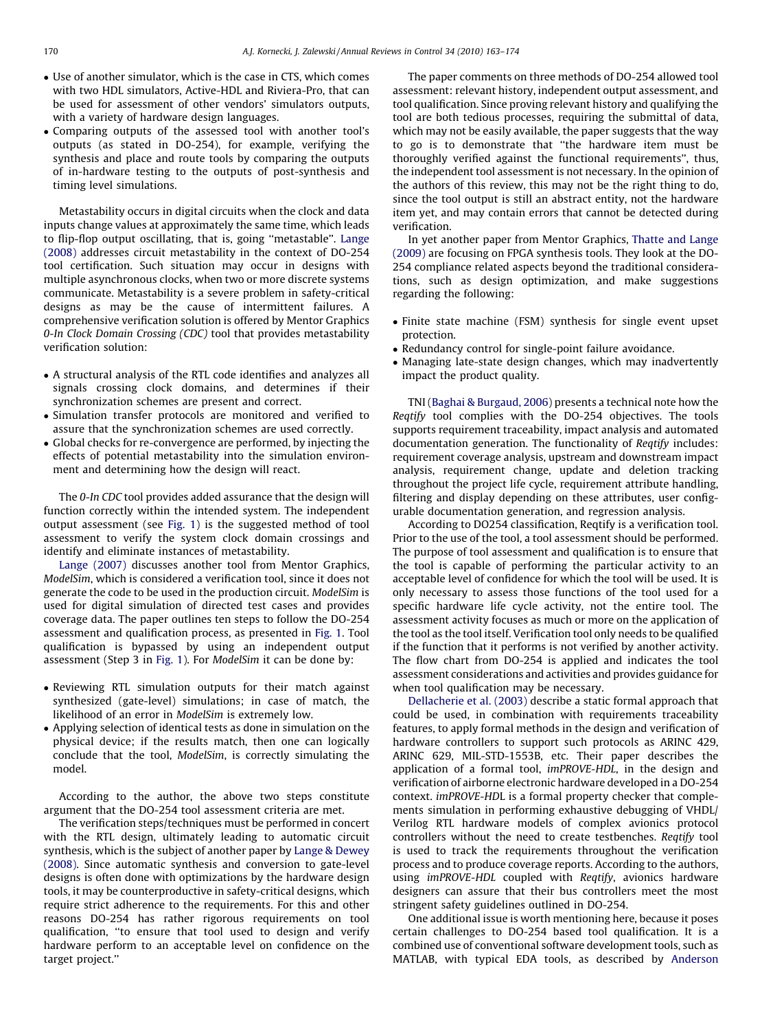- Use of another simulator, which is the case in CTS, which comes with two HDL simulators, Active-HDL and Riviera-Pro, that can be used for assessment of other vendors' simulators outputs, with a variety of hardware design languages.
- Comparing outputs of the assessed tool with another tool's outputs (as stated in DO-254), for example, verifying the synthesis and place and route tools by comparing the outputs of in-hardware testing to the outputs of post-synthesis and timing level simulations.

Metastability occurs in digital circuits when the clock and data inputs change values at approximately the same time, which leads to flip-flop output oscillating, that is, going "metastable". Lange (2008) addresses circuit metastability in the context of DO-254 tool certification. Such situation may occur in designs with multiple asynchronous clocks, when two or more discrete systems communicate. Metastability is a severe problem in safety-critical designs as may be the cause of intermittent failures. A comprehensive verification solution is offered by Mentor Graphics *0-In Clock Domain Crossing (CDC)* tool that provides metastability verification solution:

- A structural analysis of the RTL code identifies and analyzes all signals crossing clock domains, and determines if their synchronization schemes are present and correct.
- Simulation transfer protocols are monitored and verified to assure that the synchronization schemes are used correctly.
- Global checks for re-convergence are performed, by injecting the effects of potential metastability into the simulation environment and determining how the design will react.

The *0-In CDC* tool provides added assurance that the design will function correctly within the intended system. The independent output assessment (see Fig. 1) is the suggested method of tool assessment to verify the system clock domain crossings and identify and eliminate instances of metastability.

Lange (2007) discusses another tool from Mentor Graphics, *ModelSim*, which is considered a verification tool, since it does not generate the code to be used in the production circuit. *ModelSim* is used for digital simulation of directed test cases and provides coverage data. The paper outlines ten steps to follow the DO-254 assessment and qualification process, as presented in Fig. 1. Tool qualification is bypassed by using an independent output assessment (Step 3 in Fig. 1). For *ModelSim* it can be done by:

- Reviewing RTL simulation outputs for their match against synthesized (gate-level) simulations; in case of match, the likelihood of an error in *ModelSim* is extremely low.
- Applying selection of identical tests as done in simulation on the physical device; if the results match, then one can logically conclude that the tool, *ModelSim*, is correctly simulating the model.

According to the author, the above two steps constitute argument that the DO-254 tool assessment criteria are met.

The verification steps/techniques must be performed in concert with the RTL design, ultimately leading to automatic circuit synthesis, which is the subject of another paper by Lange & Dewey (2008). Since automatic synthesis and conversion to gate-level designs is often done with optimizations by the hardware design tools, it may be counterproductive in safety-critical designs, which require strict adherence to the requirements. For this and other reasons DO-254 has rather rigorous requirements on tool qualification, "to ensure that tool used to design and verify hardware perform to an acceptable level on confidence on the target project."

The paper comments on three methods of DO-254 allowed tool assessment: relevant history, independent output assessment, and tool qualification. Since proving relevant history and qualifying the tool are both tedious processes, requiring the submittal of data, which may not be easily available, the paper suggests that the way to go is to demonstrate that "the hardware item must be thoroughly verified against the functional requirements", thus, the independent tool assessment is not necessary. In the opinion of the authors of this review, this may not be the right thing to do, since the tool output is still an abstract entity, not the hardware item yet, and may contain errors that cannot be detected during verification.

In yet another paper from Mentor Graphics, Thatte and Lange (2009) are focusing on FPGA synthesis tools. They look at the DO-254 compliance related aspects beyond the traditional considerations, such as design optimization, and make suggestions regarding the following:

- Finite state machine (FSM) synthesis for single event upset protection.
- Redundancy control for single-point failure avoidance.
- Managing late-state design changes, which may inadvertently impact the product quality.

TNI (Baghai & Burgaud, 2006) presents a technical note how the *Reqtify* tool complies with the DO-254 objectives. The tools supports requirement traceability, impact analysis and automated documentation generation. The functionality of *Reqtify* includes: requirement coverage analysis, upstream and downstream impact analysis, requirement change, update and deletion tracking throughout the project life cycle, requirement attribute handling, filtering and display depending on these attributes, user configurable documentation generation, and regression analysis.

According to DO254 classification, Reqtify is a verification tool. Prior to the use of the tool, a tool assessment should be performed. The purpose of tool assessment and qualification is to ensure that the tool is capable of performing the particular activity to an acceptable level of confidence for which the tool will be used. It is only necessary to assess those functions of the tool used for a specific hardware life cycle activity, not the entire tool. The assessment activity focuses as much or more on the application of the tool as the tool itself. Verification tool only needs to be qualified if the function that it performs is not verified by another activity. The flow chart from DO-254 is applied and indicates the tool assessment considerations and activities and provides guidance for when tool qualification may be necessary.

Dellacherie et al. (2003) describe a static formal approach that could be used, in combination with requirements traceability features, to apply formal methods in the design and verification of hardware controllers to support such protocols as ARINC 429, ARINC 629, MIL-STD-1553B, etc. Their paper describes the application of a formal tool, *imPROVE-HDL*, in the design and verification of airborne electronic hardware developed in a DO-254 context. *imPROVE-HDL* is a formal property checker that complements simulation in performing exhaustive debugging of VHDL/Verilog RTL hardware models of complex avionics protocol controllers without the need to create testbenches. *Reqtify* tool is used to track the requirements throughout the verification process and to produce coverage reports. According to the authors, using *imPROVE-HDL* coupled with *Reqtify*, avionics hardware designers can assure that their bus controllers meet the most stringent safety guidelines outlined in DO-254.

One additional issue is worth mentioning here, because it poses certain challenges to DO-254 based tool qualification. It is a combined use of conventional software development tools, such as MATLAB, with typical EDA tools, as described by Anderson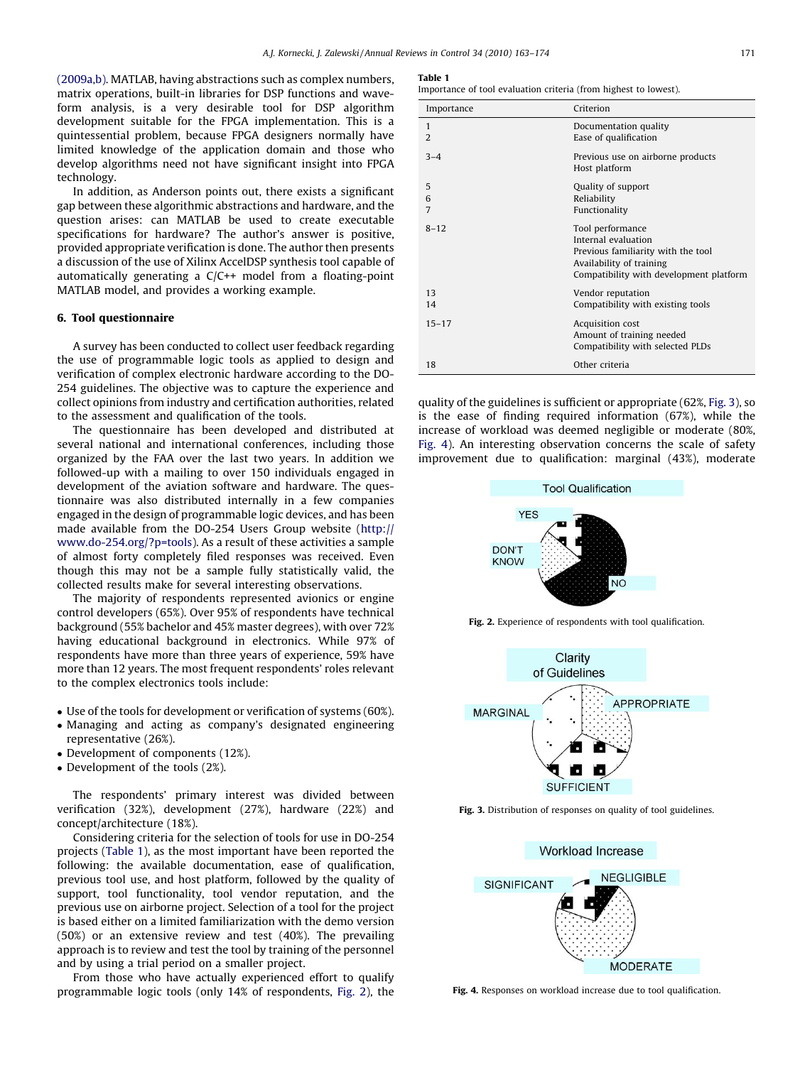(2009a,b). MATLAB, having abstractions such as complex numbers, matrix operations, built-in libraries for DSP functions and waveform analysis, is a very desirable tool for DSP algorithm development suitable for the FPGA implementation. This is a quintessential problem, because FPGA designers normally have limited knowledge of the application domain and those who develop algorithms need not have significant insight into FPGA technology.

In addition, as Anderson points out, there exists a significant gap between these algorithmic abstractions and hardware, and the question arises: can MATLAB be used to create executable specifications for hardware? The author's answer is positive, provided appropriate verification is done. The author then presents a discussion of the use of Xilinx AccelDSP synthesis tool capable of automatically generating a C/C++ model from a floating-point MATLAB model, and provides a working example.

## 6. Tool questionnaire

A survey has been conducted to collect user feedback regarding the use of programmable logic tools as applied to design and verification of complex electronic hardware according to the DO-254 guidelines. The objective was to capture the experience and collect opinions from industry and certification authorities, related to the assessment and qualification of the tools.

The questionnaire has been developed and distributed at several national and international conferences, including those organized by the FAA over the last two years. In addition we followed-up with a mailing to over 150 individuals engaged in development of the aviation software and hardware. The questionnaire was also distributed internally in a few companies engaged in the design of programmable logic devices, and has been made available from the DO-254 Users Group website (http://www.do-254.org/?p=tools). As a result of these activities a sample of almost forty completely filed responses was received. Even though this may not be a sample fully statistically valid, the collected results make for several interesting observations.

The majority of respondents represented avionics or engine control developers (65%). Over 95% of respondents have technical background (55% bachelor and 45% master degrees), with over 72% having educational background in electronics. While 97% of respondents have more than three years of experience, 59% have more than 12 years. The most frequent respondents' roles relevant to the complex electronics tools include:

- Use of the tools for development or verification of systems (60%).
- Managing and acting as company's designated engineering representative (26%).
- Development of components (12%).
- Development of the tools (2%).

The respondents' primary interest was divided between verification (32%), development (27%), hardware (22%) and concept/architecture (18%).

Considering criteria for the selection of tools for use in DO-254 projects (Table 1), as the most important have been reported the following: the available documentation, ease of qualification, previous tool use, and host platform, followed by the quality of support, tool functionality, tool vendor reputation, and the previous use on airborne project. Selection of a tool for the project is based either on a limited familiarization with the demo version (50%) or an extensive review and test (40%). The prevailing approach is to review and test the tool by training of the personnel and by using a trial period on a smaller project.

From those who have actually experienced effort to qualify programmable logic tools (only 14% of respondents, Fig. 2), the quality of the guidelines is sufficient or appropriate (62%, Fig. 3), so is the ease of finding required information (67%), while the increase of workload was deemed negligible or moderate (80%, Fig. 4). An interesting observation concerns the scale of safety improvement due to qualification: marginal (43%), moderate

**Table 1**
Importance of tool evaluation criteria (from highest to lowest).

| Importance | Criterion |
|---|---|
| 1 | Documentation quality |
| 2 | Ease of qualification |
| 3–4 | Previous use on airborne products |
| | Host platform |
| 5 | Quality of support |
| 6 | Reliability |
| 7 | Functionality |
| 8–12 | Tool performance |
| | Internal evaluation |
| | Previous familiarity with the tool |
| | Availability of training |
| | Compatibility with development platform |
| 13 | Vendor reputation |
| 14 | Compatibility with existing tools |
| 15–17 | Acquisition cost |
| | Amount of training needed |
| | Compatibility with selected PLDs |
| 18 | Other criteria |

**Fig. 2.** Experience of respondents with tool qualification.

**Fig. 3.** Distribution of responses on quality of tool guidelines.

**Fig. 4.** Responses on workload increase due to tool qualification.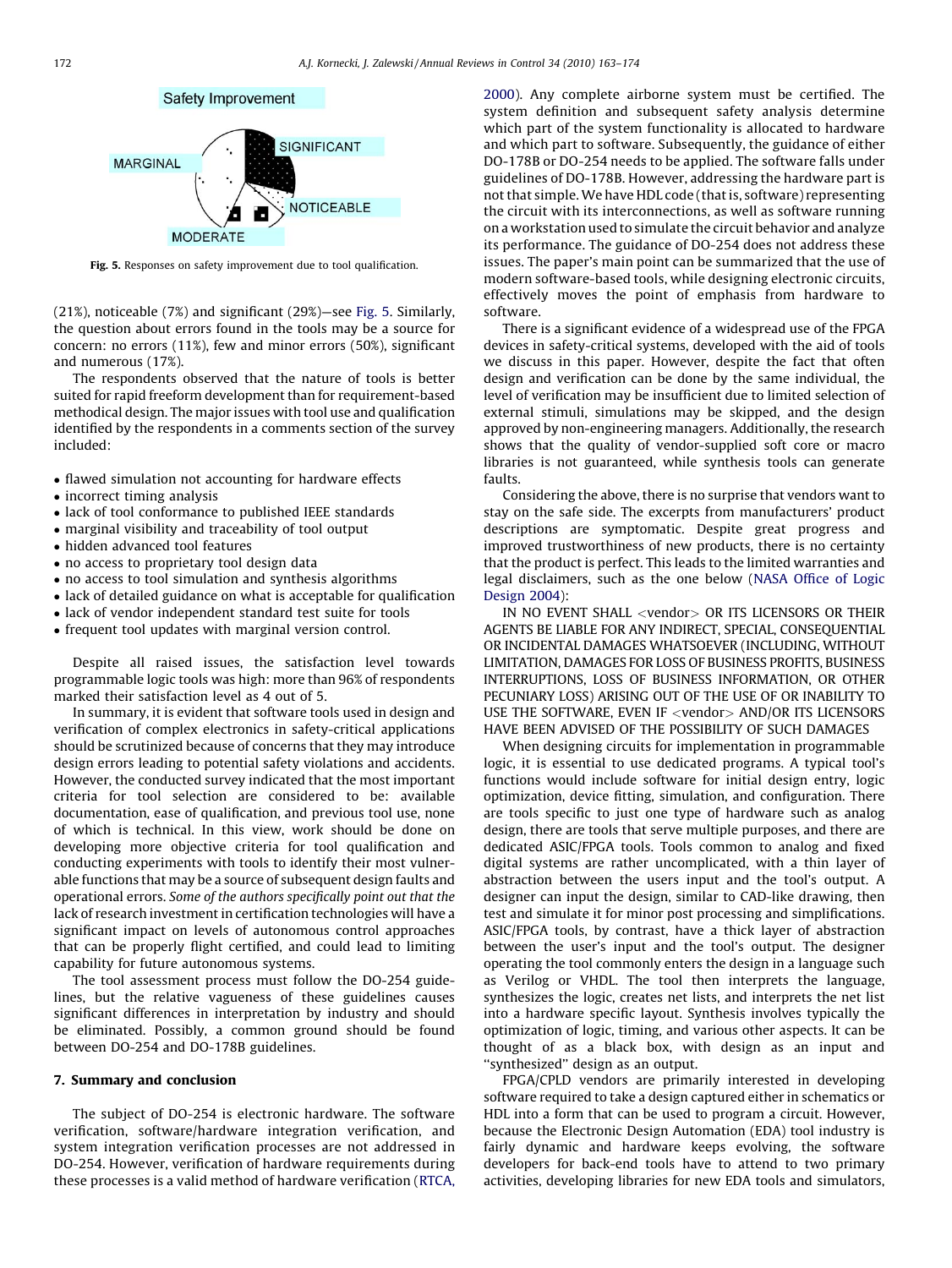Fig. 5. Responses on safety improvement due to tool qualification.

(21%), noticeable (7%) and significant (29%)—see Fig. 5. Similarly, the question about errors found in the tools may be a source for concern: no errors (11%), few and minor errors (50%), significant and numerous (17%).

The respondents observed that the nature of tools is better suited for rapid freeform development than for requirement-based methodical design. The major issues with tool use and qualification identified by the respondents in a comments section of the survey included:

- flawed simulation not accounting for hardware effects
- incorrect timing analysis
- lack of tool conformance to published IEEE standards
- marginal visibility and traceability of tool output
- hidden advanced tool features
- no access to proprietary tool design data
- no access to tool simulation and synthesis algorithms
- lack of detailed guidance on what is acceptable for qualification
- lack of vendor independent standard test suite for tools
- frequent tool updates with marginal version control.

Despite all raised issues, the satisfaction level towards programmable logic tools was high: more than 96% of respondents marked their satisfaction level as 4 out of 5.

In summary, it is evident that software tools used in design and verification of complex electronics in safety-critical applications should be scrutinized because of concerns that they may introduce design errors leading to potential safety violations and accidents. However, the conducted survey indicated that the most important criteria for tool selection are considered to be: available documentation, ease of qualification, and previous tool use, none of which is technical. In this view, work should be done on developing more objective criteria for tool qualification and conducting experiments with tools to identify their most vulnerable functions that may be a source of subsequent design faults and operational errors. *Some of the authors specifically point out that the* lack of research investment in certification technologies will have a significant impact on levels of autonomous control approaches that can be properly flight certified, and could lead to limiting capability for future autonomous systems.

The tool assessment process must follow the DO-254 guidelines, but the relative vagueness of these guidelines causes significant differences in interpretation by industry and should be eliminated. Possibly, a common ground should be found between DO-254 and DO-178B guidelines.

## 7. Summary and conclusion

The subject of DO-254 is electronic hardware. The software verification, software/hardware integration verification, and system integration verification processes are not addressed in DO-254. However, verification of hardware requirements during these processes is a valid method of hardware verification (RTCA, 2000). Any complete airborne system must be certified. The system definition and subsequent safety analysis determine which part of the system functionality is allocated to hardware and which part to software. Subsequently, the guidance of either DO-178B or DO-254 needs to be applied. The software falls under guidelines of DO-178B. However, addressing the hardware part is not that simple. We have HDL code (that is, software) representing the circuit with its interconnections, as well as software running on a workstation used to simulate the circuit behavior and analyze its performance. The guidance of DO-254 does not address these issues. The paper's main point can be summarized that the use of modern software-based tools, while designing electronic circuits, effectively moves the point of emphasis from hardware to software.

There is a significant evidence of a widespread use of the FPGA devices in safety-critical systems, developed with the aid of tools we discuss in this paper. However, despite the fact that often design and verification can be done by the same individual, the level of verification may be insufficient due to limited selection of external stimuli, simulations may be skipped, and the design approved by non-engineering managers. Additionally, the research shows that the quality of vendor-supplied soft core or macro libraries is not guaranteed, while synthesis tools can generate faults.

Considering the above, there is no surprise that vendors want to stay on the safe side. The excerpts from manufacturers' product descriptions are symptomatic. Despite great progress and improved trustworthiness of new products, there is no certainty that the product is perfect. This leads to the limited warranties and legal disclaimers, such as the one below (NASA Office of Logic Design 2004):

IN NO EVENT SHALL <vendor> OR ITS LICENSORS OR THEIR AGENTS BE LIABLE FOR ANY INDIRECT, SPECIAL, CONSEQUENTIAL OR INCIDENTAL DAMAGES WHATSOEVER (INCLUDING, WITHOUT LIMITATION, DAMAGES FOR LOSS OF BUSINESS PROFITS, BUSINESS INTERRUPTIONS, LOSS OF BUSINESS INFORMATION, OR OTHER PECUNIARY LOSS) ARISING OUT OF THE USE OF OR INABILITY TO USE THE SOFTWARE, EVEN IF <vendor> AND/OR ITS LICENSORS HAVE BEEN ADVISED OF THE POSSIBILITY OF SUCH DAMAGES

When designing circuits for implementation in programmable logic, it is essential to use dedicated programs. A typical tool's functions would include software for initial design entry, logic optimization, device fitting, simulation, and configuration. There are tools specific to just one type of hardware such as analog design, there are tools that serve multiple purposes, and there are dedicated ASIC/FPGA tools. Tools common to analog and fixed digital systems are rather uncomplicated, with a thin layer of abstraction between the users input and the tool's output. A designer can input the design, similar to CAD-like drawing, then test and simulate it for minor post processing and simplifications. ASIC/FPGA tools, by contrast, have a thick layer of abstraction between the user's input and the tool's output. The designer operating the tool commonly enters the design in a language such as Verilog or VHDL. The tool then interprets the language, synthesizes the logic, creates net lists, and interprets the net list into a hardware specific layout. Synthesis involves typically the optimization of logic, timing, and various other aspects. It can be thought of as a black box, with design as an input and "synthesized" design as an output.

FPGA/CPLD vendors are primarily interested in developing software required to take a design captured either in schematics or HDL into a form that can be used to program a circuit. However, because the Electronic Design Automation (EDA) tool industry is fairly dynamic and hardware keeps evolving, the software developers for back-end tools have to attend to two primary activities, developing libraries for new EDA tools and simulators,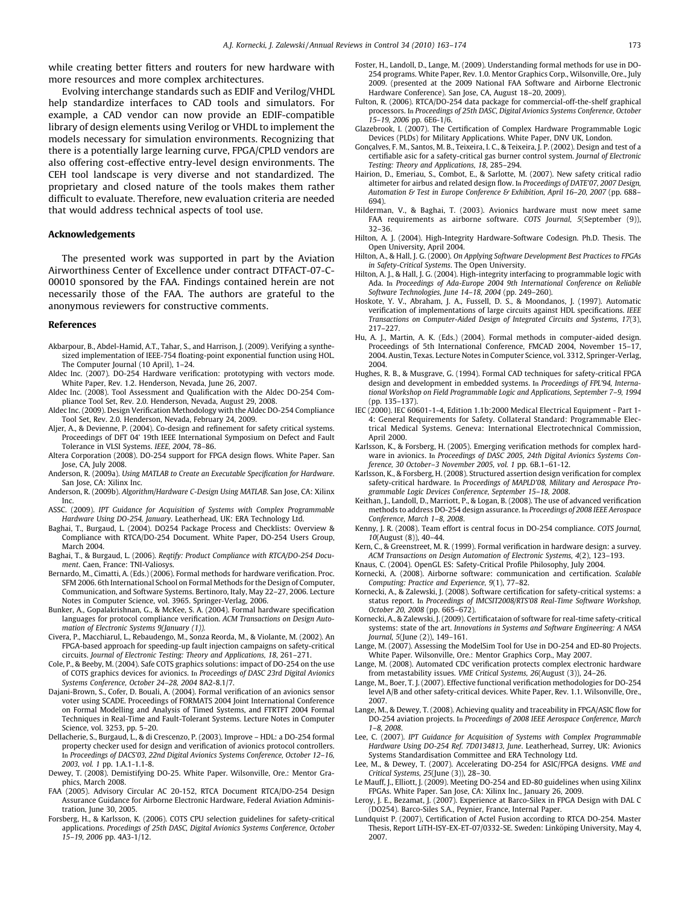while creating better fitters and routers for new hardware with more resources and more complex architectures.

Evolving interchange standards such as EDIF and Verilog/VHDL help standardize interfaces to CAD tools and simulators. For example, a CAD vendor can now provide an EDIF-compatible library of design elements using Verilog or VHDL to implement the models necessary for simulation environments. Recognizing that there is a potentially large learning curve, FPGA/CPLD vendors are also offering cost-effective entry-level design environments. The CEH tool landscape is very diverse and not standardized. The proprietary and closed nature of the tools makes them rather difficult to evaluate. Therefore, new evaluation criteria are needed that would address technical aspects of tool use.

## Acknowledgements

The presented work was supported in part by the Aviation Airworthiness Center of Excellence under contract DTFACT-07-C-00010 sponsored by the FAA. Findings contained herein are not necessarily those of the FAA. The authors are grateful to the anonymous reviewers for constructive comments.

## References

Akbarpour, B., Abdel-Hamid, A.T., Tahar, S., and Harrison, J. (2009). Verifying a synthesized implementation of IEEE-754 floating-point exponential function using HOL. The Computer Journal (10 April), 1–24.

Aldec Inc. (2007). DO-254 Hardware verification: prototyping with vectors mode. White Paper, Rev. 1.2. Henderson, Nevada, June 26, 2007.

Aldec Inc. (2008). Tool Assessment and Qualification with the Aldec DO-254 Compliance Tool Set, Rev. 2.0. Henderson, Nevada, August 29, 2008.

Aldec Inc. (2009). Design Verification Methodology with the Aldec DO-254 Compliance Tool Set, Rev. 2.0. Henderson, Nevada, February 24, 2009.

Aljer, A., & Devienne, P. (2004). Co-design and refinement for safety critical systems. Proceedings of DFT 04' 19th IEEE International Symposium on Defect and Fault Tolerance in VLSI Systems. *IEEE, 2004*, 78–86.

Altera Corporation (2008). DO-254 support for FPGA design flows. White Paper. San Jose, CA, July 2008.

Anderson, R. (2009a). *Using MATLAB to Create an Executable Specification for Hardware*. San Jose, CA: Xilinx Inc.

Anderson, R. (2009b). *Algorithm/Hardware C-Design Using MATLAB*. San Jose, CA: Xilinx Inc.

ASSC. (2009). *IPT Guidance for Acquisition of Systems with Complex Programmable Hardware Using DO-254, January*. Leatherhead, UK: ERA Technology Ltd.

Baghai, T., Burgaud, L. (2004). DO254 Package Process and Checklists: Overview & Compliance with RTCA/DO-254 Document. White Paper, DO-254 Users Group, March 2004.

Baghai, T., & Burgaud, L. (2006). *Reqtify: Product Compliance with RTCA/DO-254 Document*. Caen, France: TNI-Valiosys.

Bernardo, M., Cimatti, A. (Eds.) (2006). Formal methods for hardware verification. Proc. SFM 2006. 6th International School on Formal Methods for the Design of Computer, Communication, and Software Systems. Bertinoro, Italy, May 22–27, 2006. Lecture Notes in Computer Science, vol. 3965. Springer-Verlag, 2006.

Bunker, A., Gopalakrishnan, G., & McKee, S. A. (2004). Formal hardware specification languages for protocol compliance verification. *ACM Transactions on Design Automation of Electronic Systems 9(January (1))*.

Civera, P., Macchiarul, L., Rebaudengo, M., Sonza Reorda, M., & Violante, M. (2002). An FPGA-based approach for speeding-up fault injection campaigns on safety-critical circuits. *Journal of Electronic Testing: Theory and Applications, 18*, 261–271.

Cole, P., & Beeby, M. (2004). Safe COTS graphics solutions: impact of DO-254 on the use of COTS graphics devices for avionics. In *Proceedings of DASC 23rd Digital Avionics Systems Conference, October 24–28, 2004* 8A2-8.1/7.

Dajani-Brown, S., Cofer, D. Bouali, A. (2004). Formal verification of an avionics sensor voter using SCADE. Proceedings of FORMATS 2004 Joint International Conference on Formal Modelling and Analysis of Timed Systems, and FTRTFT 2004 Formal Techniques in Real-Time and Fault-Tolerant Systems. Lecture Notes in Computer Science, vol. 3253, pp. 5–20.

Dellacherie, S., Burgaud, L., & di Crescenzo, P. (2003). Improve – HDL: a DO-254 formal property checker used for design and verification of avionics protocol controllers. In *Proceedings of DACS'03, 22nd Digital Avionics Systems Conference, October 12–16, 2003, vol. 1* pp. 1.A.1-1.1-8.

Dewey, T. (2008). Demistifying DO-25. White Paper. Wilsonville, Ore.: Mentor Graphics, March 2008.

FAA (2005). Advisory Circular AC 20-152, RTCA Document RTCA/DO-254 Design Assurance Guidance for Airborne Electronic Hardware, Federal Aviation Administration, June 30, 2005.

Forsberg, H., & Karlsson, K. (2006). COTS CPU selection guidelines for safety-critical applications. *Procedings of 25th DASC, Digital Avionics Systems Conference, October 15–19, 2006* pp. 4A3-1/12.

Foster, H., Landoll, D., Lange, M. (2009). Understanding formal methods for use in DO-254 programs. White Paper, Rev. 1.0. Mentor Graphics Corp., Wilsonville, Ore., July 2009. (presented at the 2009 National FAA Software and Airborne Electronic Hardware Conference). San Jose, CA, August 18–20, 2009).

Fulton, R. (2006). RTCA/DO-254 data package for commercial-off-the-shelf graphical processors. In *Proceedings of 25th DASC, Digital Avionics Systems Conference, October 15–19, 2006* pp. 6E6-1/6.

Glazebrook, I. (2007). The Certification of Complex Hardware Programmable Logic Devices (PLDs) for Military Applications. White Paper, DNV UK, London.

Gonçalves, F. M., Santos, M. B., Teixeira, I. C., & Teixeira, J. P. (2002). Design and test of a certifiable asic for a safety-critical gas burner control system. *Journal of Electronic Testing: Theory and Applications, 18*, 285–294.

Hairion, D., Emeriau, S., Combot, E., & Sarlotte, M. (2007). New safety critical radio altimeter for airbus and related design flow. In *Proceedings of DATE'07, 2007 Design, Automation & Test in Europe Conference & Exhibition, April 16–20, 2007* (pp. 688–694).

Hilderman, V., & Baghai, T. (2003). Avionics hardware must now meet same FAA requirements as airborne software. *COTS Journal, 5*(September (9)), 32–36.

Hilton, A. J. (2004). High-Integrity Hardware-Software Codesign. Ph.D. Thesis. The Open University, April 2004.

Hilton, A., & Hall, J. G. (2000). *On Applying Software Development Best Practices to FPGAs in Safety-Critical Systems*. The Open University.

Hilton, A. J., & Hall, J. G. (2004). High-integrity interfacing to programmable logic with Ada. In *Proceedings of Ada-Europe 2004 9th International Conference on Reliable Software Technologies, June 14–18, 2004* (pp. 249–260).

Hoskote, Y. V., Abraham, J. A., Fussell, D. S., & Moondanos, J. (1997). Automatic verification of implementations of large circuits against HDL specifications. *IEEE Transactions on Computer-Aided Design of Integrated Circuits and Systems, 17*(3), 217–227.

Hu, A. J., Martin, A. K. (Eds.) (2004). Formal methods in computer-aided design. Proceedings of 5th International Conference, FMCAD 2004, November 15–17, 2004. Austin, Texas. Lecture Notes in Computer Science, vol. 3312, Springer-Verlag, 2004.

Hughes, R. B., & Musgrave, G. (1994). Formal CAD techniques for safety-critical FPGA design and development in embedded systems. In *Proceedings of FPL'94, International Workshop on Field Programmable Logic and Applications, September 7–9, 1994* (pp. 135–137).

IEC (2000). IEC 60601-1-4, Edition 1.1b:2000 Medical Electrical Equipment - Part 1-4: General Requirements for Safety. Collateral Standard: Programmable Electrical Medical Systems. Geneva: International Electrotechnical Commission, April 2000.

Karlsson, K., & Forsberg, H. (2005). Emerging verification methods for complex hardware in avionics. In *Proceedings of DASC 2005, 24th Digital Avionics Systems Conference, 30 October–3 November 2005, vol. 1* pp. 6B.1–61-12.

Karlsson, K., & Forsberg, H. (2008). Structured assertion design verification for complex safety-critical hardware. In *Proceedings of MAPLD'08, Military and Aerospace Programmable Logic Devices Conference, September 15–18, 2008*.

Keithan, J., Landoll, D., Marriott, P., & Logan, B. (2008). The use of advanced verification methods to address DO-254 design assurance. In *Proceedings of 2008 IEEE Aerospace Conference, March 1–8, 2008*.

Kenny, J. R. (2008). Team effort is central focus in DO-254 compliance. *COTS Journal, 10*(August (8)), 40–44.

Kern, C., & Greenstreet, M. R. (1999). Formal verification in hardware design: a survey. *ACM Transactions on Design Automation of Electronic Systems, 4*(2), 123–193.

Knaus, C. (2004). OpenGL ES: Safety-Critical Profile Philosophy, July 2004.

Kornecki, A. (2008). Airborne software: communication and certification. *Scalable Computing: Practice and Experience, 9*(1), 77–82.

Kornecki, A., & Zalewski, J. (2008). Software certification for safety-critical systems: a status report. In *Proceedings of IMCSIT2008/RTS'08 Real-Time Software Workshop, October 20, 2008* (pp. 665–672).

Kornecki, A., & Zalewski, J. (2009). Certificataion of software for real-time safety-critical systems: state of the art. *Innovations in Systems and Software Engineering: A NASA Journal, 5*(June (2)), 149–161.

Lange, M. (2007). Assessing the ModelSim Tool for Use in DO-254 and ED-80 Projects. White Paper. Wilsonville, Ore.: Mentor Graphics Corp., May 2007.

Lange, M. (2008). Automated CDC verification protects complex electronic hardware from metastability issues. *VME Critical Systems, 26*(August (3)), 24–26.

Lange, M., Boer, T. J. (2007). Effective functional verification methodologies for DO-254 level A/B and other safety-critical devices. White Paper, Rev. 1.1. Wilsonville, Ore., 2007.

Lange, M., & Dewey, T. (2008). Achieving quality and traceability in FPGA/ASIC flow for DO-254 aviation projects. In *Proceedings of 2008 IEEE Aerospace Conference, March 1–8, 2008*.

Lee, C. (2007). *IPT Guidance for Acquisition of Systems with Complex Programmable Hardware Using DO-254 Ref. 7D0134813, June*. Leatherhead, Surrey, UK: Avionics Systems Standardisation Committee and ERA Technology Ltd.

Lee, M., & Dewey, T. (2007). Accelerating DO-254 for ASIC/FPGA designs. *VME and Critical Systems, 25*(June (3)), 28–30.

Le Mauff, J., Elliott, J. (2009). Meeting DO-254 and ED-80 guidelines when using Xilinx FPGAs. White Paper. San Jose, CA: Xilinx Inc., January 26, 2009.

Leroy, J. E., Bezamat, J. (2007). Experience at Barco-Silex in FPGA Design with DAL C (DO254). Barco-Siles S.A., Peynier, France, Internal Paper.

Lundquist P. (2007), Certification of Actel Fusion according to RTCA DO-254. Master Thesis, Report LiTH-ISY-EX-ET-07/0332-SE. Sweden: Linköping University, May 4, 2007.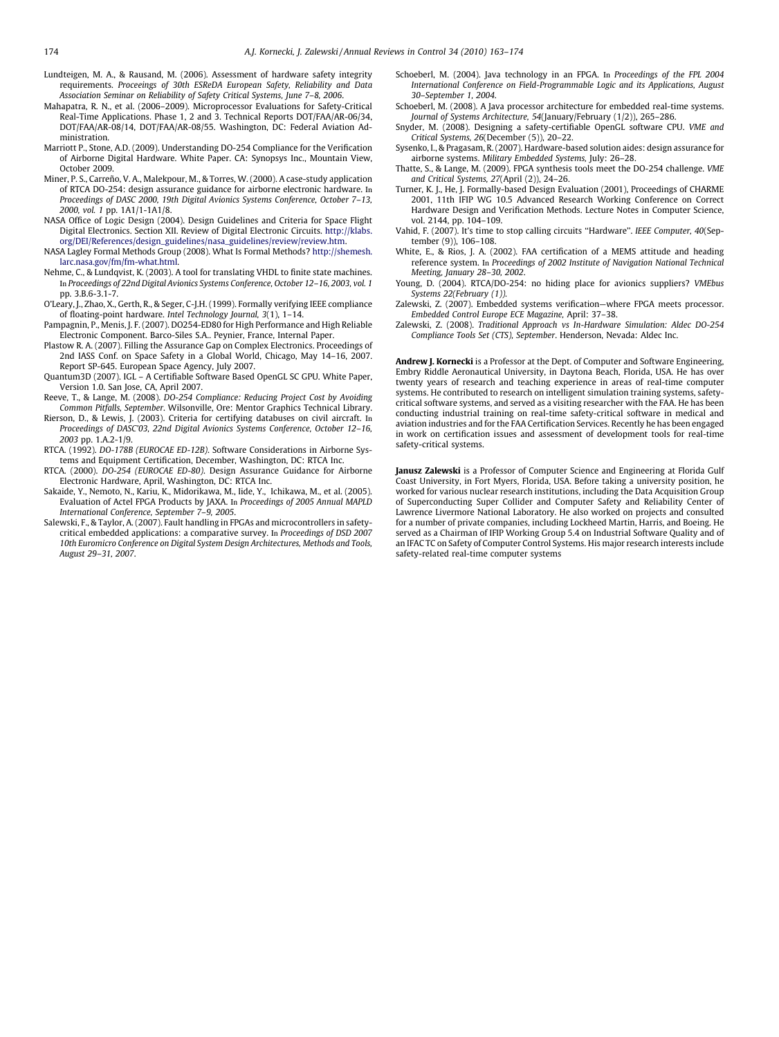Lundteigen, M. A., & Rausand, M. (2006). Assessment of hardware safety integrity requirements. *Proceeings of 30th ESReDA European Safety, Reliability and Data Association Seminar on Reliability of Safety Critical Systems, June 7–8, 2006*.

Mahapatra, R. N., et al. (2006–2009). Microprocessor Evaluations for Safety-Critical Real-Time Applications. Phase 1, 2 and 3. Technical Reports DOT/FAA/AR-06/34, DOT/FAA/AR-08/14, DOT/FAA/AR-08/55. Washington, DC: Federal Aviation Administration.

Marriott P., Stone, A.D. (2009). Understanding DO-254 Compliance for the Verification of Airborne Digital Hardware. White Paper. CA: Synopsys Inc., Mountain View, October 2009.

Miner, P. S., Carreño, V. A., Malekpour, M., & Torres, W. (2000). A case-study application of RTCA DO-254: design assurance guidance for airborne electronic hardware. In *Proceedings of DASC 2000, 19th Digital Avionics Systems Conference, October 7–13, 2000, vol. 1* pp. 1A1/1-1A1/8.

NASA Office of Logic Design (2004). Design Guidelines and Criteria for Space Flight Digital Electronics. Section XII. Review of Digital Electronic Circuits. http://klabs.org/DEI/References/design_guidelines/nasa_guidelines/review/review.htm.

NASA Lagley Formal Methods Group (2008). What Is Formal Methods? http://shemesh.larc.nasa.gov/fm/fm-what.html.

Nehme, C., & Lundqvist, K. (2003). A tool for translating VHDL to finite state machines. In *Proceedings of 22nd Digital Avionics Systems Conference, October 12–16, 2003, vol. 1* pp. 3.B.6-3.1-7.

O'Leary, J., Zhao, X., Gerth, R., & Seger, C-J.H. (1999). Formally verifying IEEE compliance of floating-point hardware. *Intel Technology Journal, 3*(1), 1–14.

Pampagnin, P., Menis, J. F. (2007). DO254-ED80 for High Performance and High Reliable Electronic Component. Barco-Siles S.A.. Peynier, France, Internal Paper.

Plastow R. A. (2007). Filling the Assurance Gap on Complex Electronics. Proceedings of 2nd IASS Conf. on Space Safety in a Global World, Chicago, May 14–16, 2007. Report SP-645. European Space Agency, July 2007.

Quantum3D (2007). IGL – A Certifiable Software Based OpenGL SC GPU. White Paper, Version 1.0. San Jose, CA, April 2007.

Reeve, T., & Lange, M. (2008). *DO-254 Compliance: Reducing Project Cost by Avoiding Common Pitfalls, September*. Wilsonville, Ore: Mentor Graphics Technical Library.

Rierson, D., & Lewis, J. (2003). Criteria for certifying databuses on civil aircraft. In *Proceedings of DASC'03, 22nd Digital Avionics Systems Conference, October 12–16, 2003* pp. 1.A.2-1/9.

RTCA. (1992). *DO-178B (EUROCAE ED-12B)*. Software Considerations in Airborne Systems and Equipment Certification, December, Washington, DC: RTCA Inc.

RTCA. (2000). *DO-254 (EUROCAE ED-80)*. Design Assurance Guidance for Airborne Electronic Hardware, April, Washington, DC: RTCA Inc.

Sakaide, Y., Nemoto, N., Kariu, K., Midorikawa, M., Iide, Y., Ichikawa, M., et al. (2005). Evaluation of Actel FPGA Products by JAXA. In *Proceedings of 2005 Annual MAPLD International Conference, September 7–9, 2005*.

Salewski, F., & Taylor, A. (2007). Fault handling in FPGAs and microcontrollers in safety-critical embedded applications: a comparative survey. In *Proceedings of DSD 2007 10th Euromicro Conference on Digital System Design Architectures, Methods and Tools, August 29–31, 2007*.

Schoeberl, M. (2004). Java technology in an FPGA. In *Proceedings of the FPL 2004 International Conference on Field-Programmable Logic and its Applications, August 30–September 1, 2004*.

Schoeberl, M. (2008). A Java processor architecture for embedded real-time systems. *Journal of Systems Architecture, 54*(January/February (1/2)), 265–286.

Snyder, M. (2008). Designing a safety-certifiable OpenGL software CPU. *VME and Critical Systems, 26*(December (5)), 20–22.

Sysenko, I., & Pragasam, R. (2007). Hardware-based solution aides: design assurance for airborne systems. *Military Embedded Systems*, July: 26–28.

Thatte, S., & Lange, M. (2009). FPGA synthesis tools meet the DO-254 challenge. *VME and Critical Systems, 27*(April (2)), 24–26.

Turner, K. J., He, J. Formally-based Design Evaluation (2001), Proceedings of CHARME 2001, 11th IFIP WG 10.5 Advanced Research Working Conference on Correct Hardware Design and Verification Methods. Lecture Notes in Computer Science, vol. 2144, pp. 104–109.

Vahid, F. (2007). It's time to stop calling circuits "Hardware". *IEEE Computer, 40*(September (9)), 106–108.

White, E., & Rios, J. A. (2002). FAA certification of a MEMS attitude and heading reference system. In *Proceedings of 2002 Institute of Navigation National Technical Meeting, January 28–30, 2002*.

Young, D. (2004). RTCA/DO-254: no hiding place for avionics suppliers? *VMEbus Systems 22(February (1))*.

Zalewski, Z. (2007). Embedded systems verification—where FPGA meets processor. *Embedded Control Europe ECE Magazine*, April: 37–38.

Zalewski, Z. (2008). *Traditional Approach vs In-Hardware Simulation: Aldec DO-254 Compliance Tools Set (CTS), September*. Henderson, Nevada: Aldec Inc.

**Andrew J. Kornecki** is a Professor at the Dept. of Computer and Software Engineering, Embry Riddle Aeronautical University, in Daytona Beach, Florida, USA. He has over twenty years of research and teaching experience in areas of real-time computer systems. He contributed to research on intelligent simulation training systems, safety-critical software systems, and served as a visiting researcher with the FAA. He has been conducting industrial training on real-time safety-critical software in medical and aviation industries and for the FAA Certification Services. Recently he has been engaged in work on certification issues and assessment of development tools for real-time safety-critical systems.

**Janusz Zalewski** is a Professor of Computer Science and Engineering at Florida Gulf Coast University, in Fort Myers, Florida, USA. Before taking a university position, he worked for various nuclear research institutions, including the Data Acquisition Group of Superconducting Super Collider and Computer Safety and Reliability Center of Lawrence Livermore National Laboratory. He also worked on projects and consulted for a number of private companies, including Lockheed Martin, Harris, and Boeing. He served as a Chairman of IFIP Working Group 5.4 on Industrial Software Quality and of an IFAC TC on Safety of Computer Control Systems. His major research interests include safety-related real-time computer systems